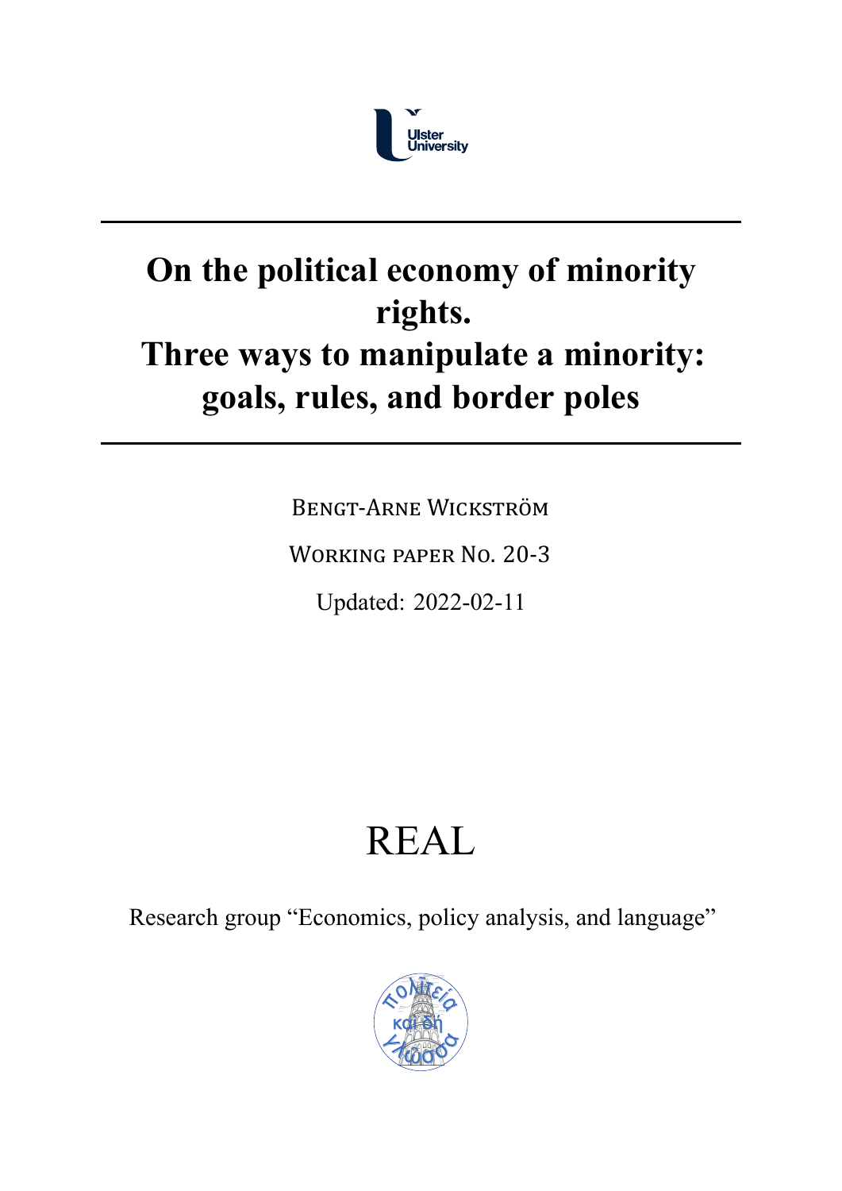Ulster University

# On the political economy of minority rights. Three ways to manipulate a minority: goals, rules, and border poles

Bengt-Arne Wickström

Working paper No. 20-3

Updated: 2022-02-11

REAL

Research group "Economics, policy analysis, and language"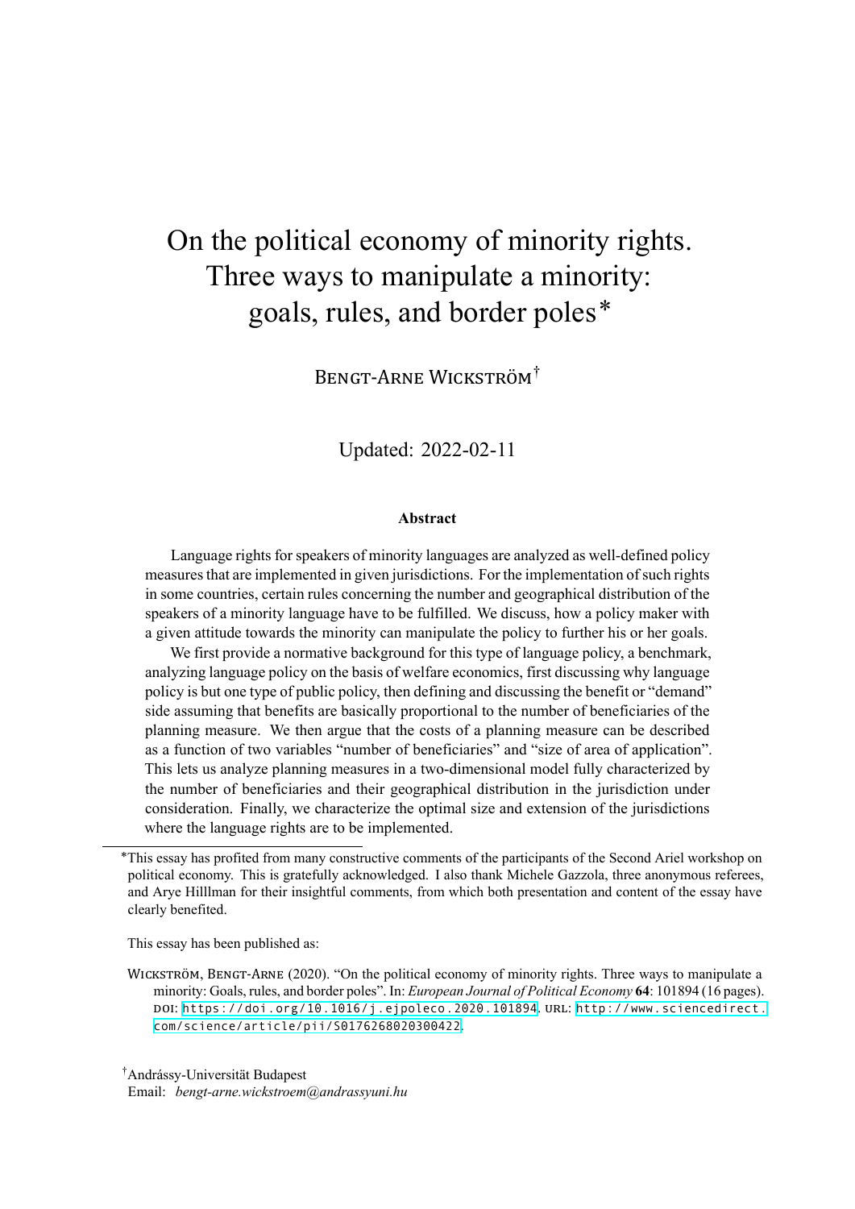# On the political economy of minority rights. Three ways to manipulate a minority: goals, rules, and border poles*

Bengt-Arne Wickström†

Updated: 2022-02-11

**Abstract**

Language rights for speakers of minority languages are analyzed as well-defined policy measures that are implemented in given jurisdictions. For the implementation of such rights in some countries, certain rules concerning the number and geographical distribution of the speakers of a minority language have to be fulfilled. We discuss, how a policy maker with a given attitude towards the minority can manipulate the policy to further his or her goals.

We first provide a normative background for this type of language policy, a benchmark, analyzing language policy on the basis of welfare economics, first discussing why language policy is but one type of public policy, then defining and discussing the benefit or "demand" side assuming that benefits are basically proportional to the number of beneficiaries of the planning measure. We then argue that the costs of a planning measure can be described as a function of two variables "number of beneficiaries" and "size of area of application". This lets us analyze planning measures in a two-dimensional model fully characterized by the number of beneficiaries and their geographical distribution in the jurisdiction under consideration. Finally, we characterize the optimal size and extension of the jurisdictions where the language rights are to be implemented.

---

*This essay has profited from many constructive comments of the participants of the Second Ariel workshop on political economy. This is gratefully acknowledged. I also thank Michele Gazzola, three anonymous referees, and Arye Hilllman for their insightful comments, from which both presentation and content of the essay have clearly benefited.

This essay has been published as:

Wickström, Bengt-Arne (2020). "On the political economy of minority rights. Three ways to manipulate a minority: Goals, rules, and border poles". In: *European Journal of Political Economy* **64**: 101894 (16 pages). doi: https://doi.org/10.1016/j.ejpoleco.2020.101894. url: http://www.sciencedirect.com/science/article/pii/S0176268020300422.

†Andrássy-Universität Budapest
Email: *bengt-arne.wickstroem@andrassyuni.hu*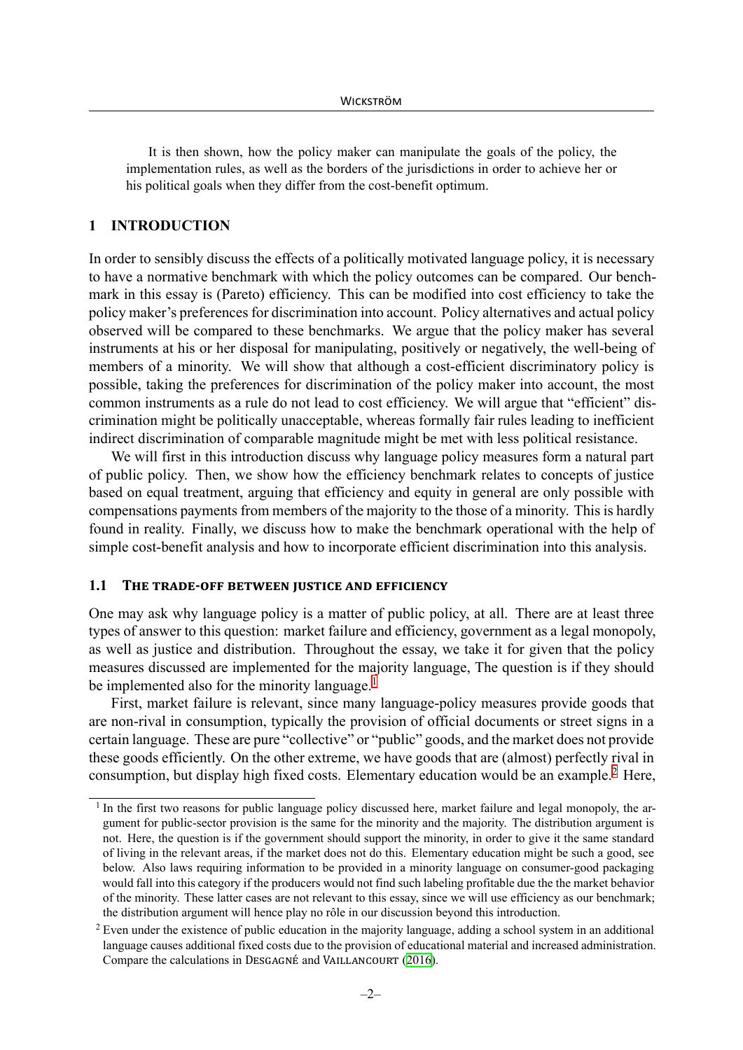It is then shown, how the policy maker can manipulate the goals of the policy, the implementation rules, as well as the borders of the jurisdictions in order to achieve her or his political goals when they differ from the cost-benefit optimum.

## 1 INTRODUCTION

In order to sensibly discuss the effects of a politically motivated language policy, it is necessary to have a normative benchmark with which the policy outcomes can be compared. Our benchmark in this essay is (Pareto) efficiency. This can be modified into cost efficiency to take the policy maker's preferences for discrimination into account. Policy alternatives and actual policy observed will be compared to these benchmarks. We argue that the policy maker has several instruments at his or her disposal for manipulating, positively or negatively, the well-being of members of a minority. We will show that although a cost-efficient discriminatory policy is possible, taking the preferences for discrimination of the policy maker into account, the most common instruments as a rule do not lead to cost efficiency. We will argue that "efficient" discrimination might be politically unacceptable, whereas formally fair rules leading to inefficient indirect discrimination of comparable magnitude might be met with less political resistance.

We will first in this introduction discuss why language policy measures form a natural part of public policy. Then, we show how the efficiency benchmark relates to concepts of justice based on equal treatment, arguing that efficiency and equity in general are only possible with compensations payments from members of the majority to the those of a minority. This is hardly found in reality. Finally, we discuss how to make the benchmark operational with the help of simple cost-benefit analysis and how to incorporate efficient discrimination into this analysis.

### 1.1 The trade-off between justice and efficiency

One may ask why language policy is a matter of public policy, at all. There are at least three types of answer to this question: market failure and efficiency, government as a legal monopoly, as well as justice and distribution. Throughout the essay, we take it for given that the policy measures discussed are implemented for the majority language, The question is if they should be implemented also for the minority language.[1]

First, market failure is relevant, since many language-policy measures provide goods that are non-rival in consumption, typically the provision of official documents or street signs in a certain language. These are pure "collective" or "public" goods, and the market does not provide these goods efficiently. On the other extreme, we have goods that are (almost) perfectly rival in consumption, but display high fixed costs. Elementary education would be an example.[2] Here,

[1] In the first two reasons for public language policy discussed here, market failure and legal monopoly, the argument for public-sector provision is the same for the minority and the majority. The distribution argument is not. Here, the question is if the government should support the minority, in order to give it the same standard of living in the relevant areas, if the market does not do this. Elementary education might be such a good, see below. Also laws requiring information to be provided in a minority language on consumer-good packaging would fall into this category if the producers would not find such labeling profitable due the the market behavior of the minority. These latter cases are not relevant to this essay, since we will use efficiency as our benchmark; the distribution argument will hence play no rôle in our discussion beyond this introduction.

[2] Even under the existence of public education in the majority language, adding a school system in an additional language causes additional fixed costs due to the provision of educational material and increased administration. Compare the calculations in Desgagné and Vaillancourt (2016).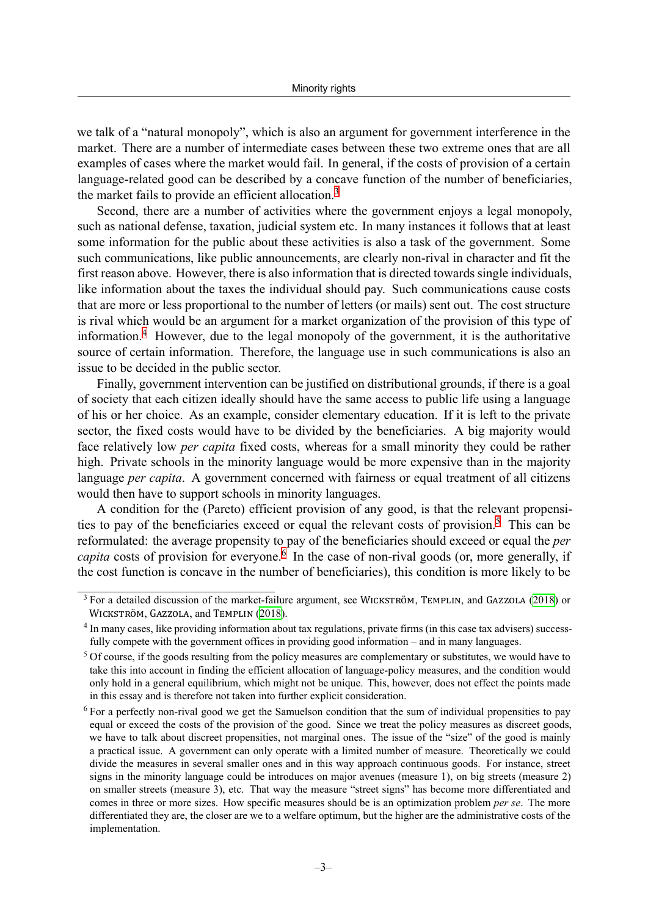we talk of a "natural monopoly", which is also an argument for government interference in the market. There are a number of intermediate cases between these two extreme ones that are all examples of cases where the market would fail. In general, if the costs of provision of a certain language-related good can be described by a concave function of the number of beneficiaries, the market fails to provide an efficient allocation.[3]

Second, there are a number of activities where the government enjoys a legal monopoly, such as national defense, taxation, judicial system etc. In many instances it follows that at least some information for the public about these activities is also a task of the government. Some such communications, like public announcements, are clearly non-rival in character and fit the first reason above. However, there is also information that is directed towards single individuals, like information about the taxes the individual should pay. Such communications cause costs that are more or less proportional to the number of letters (or mails) sent out. The cost structure is rival which would be an argument for a market organization of the provision of this type of information.[4] However, due to the legal monopoly of the government, it is the authoritative source of certain information. Therefore, the language use in such communications is also an issue to be decided in the public sector.

Finally, government intervention can be justified on distributional grounds, if there is a goal of society that each citizen ideally should have the same access to public life using a language of his or her choice. As an example, consider elementary education. If it is left to the private sector, the fixed costs would have to be divided by the beneficiaries. A big majority would face relatively low *per capita* fixed costs, whereas for a small minority they could be rather high. Private schools in the minority language would be more expensive than in the majority language *per capita*. A government concerned with fairness or equal treatment of all citizens would then have to support schools in minority languages.

A condition for the (Pareto) efficient provision of any good, is that the relevant propensities to pay of the beneficiaries exceed or equal the relevant costs of provision.[5] This can be reformulated: the average propensity to pay of the beneficiaries should exceed or equal the *per capita* costs of provision for everyone.[6] In the case of non-rival goods (or, more generally, if the cost function is concave in the number of beneficiaries), this condition is more likely to be

---

[3] For a detailed discussion of the market-failure argument, see Wickström, Templin, and Gazzola (2018) or Wickström, Gazzola, and Templin (2018).

[4] In many cases, like providing information about tax regulations, private firms (in this case tax advisers) successfully compete with the government offices in providing good information – and in many languages.

[5] Of course, if the goods resulting from the policy measures are complementary or substitutes, we would have to take this into account in finding the efficient allocation of language-policy measures, and the condition would only hold in a general equilibrium, which might not be unique. This, however, does not effect the points made in this essay and is therefore not taken into further explicit consideration.

[6] For a perfectly non-rival good we get the Samuelson condition that the sum of individual propensities to pay equal or exceed the costs of the provision of the good. Since we treat the policy measures as discreet goods, we have to talk about discreet propensities, not marginal ones. The issue of the "size" of the good is mainly a practical issue. A government can only operate with a limited number of measure. Theoretically we could divide the measures in several smaller ones and in this way approach continuous goods. For instance, street signs in the minority language could be introduces on major avenues (measure 1), on big streets (measure 2) on smaller streets (measure 3), etc. That way the measure "street signs" has become more differentiated and comes in three or more sizes. How specific measures should be is an optimization problem *per se*. The more differentiated they are, the closer are we to a welfare optimum, but the higher are the administrative costs of the implementation.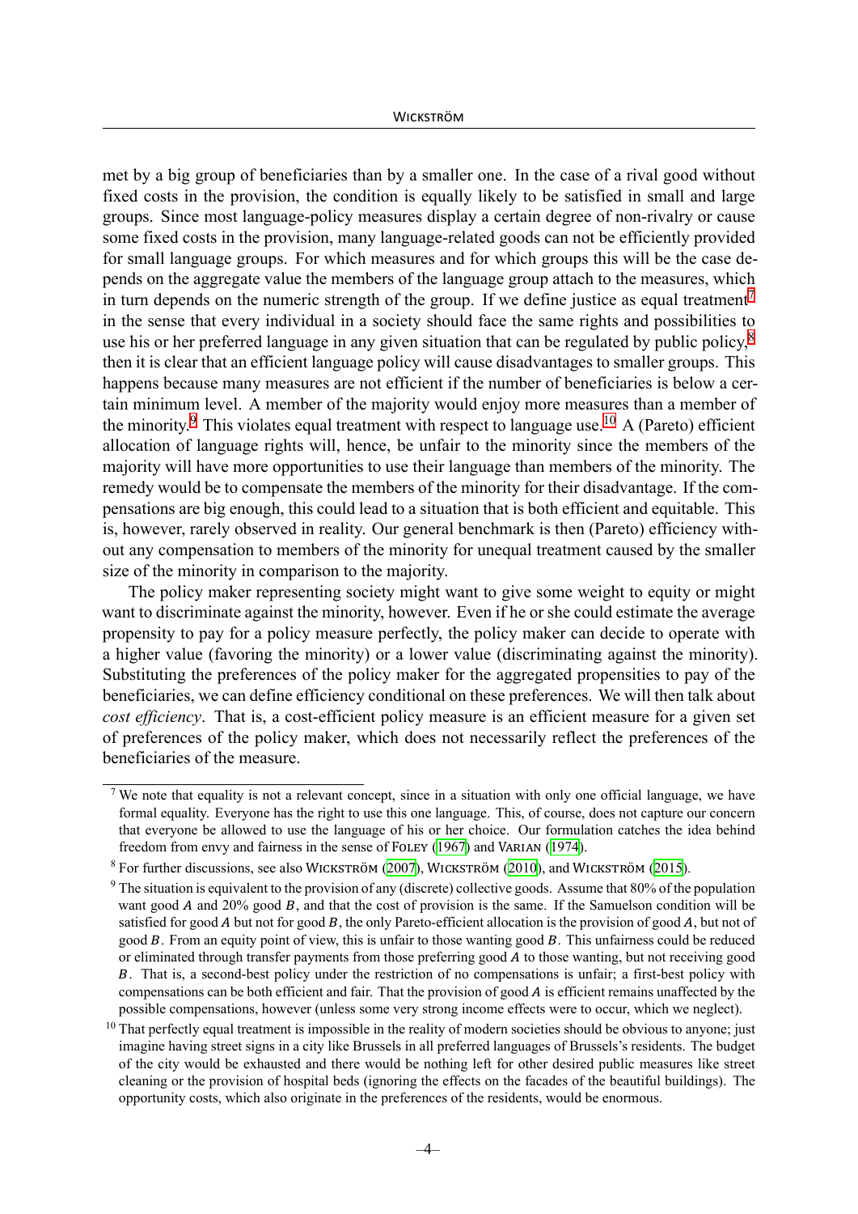met by a big group of beneficiaries than by a smaller one. In the case of a rival good without fixed costs in the provision, the condition is equally likely to be satisfied in small and large groups. Since most language-policy measures display a certain degree of non-rivalry or cause some fixed costs in the provision, many language-related goods can not be efficiently provided for small language groups. For which measures and for which groups this will be the case depends on the aggregate value the members of the language group attach to the measures, which in turn depends on the numeric strength of the group. If we define justice as equal treatment[7] in the sense that every individual in a society should face the same rights and possibilities to use his or her preferred language in any given situation that can be regulated by public policy,[8] then it is clear that an efficient language policy will cause disadvantages to smaller groups. This happens because many measures are not efficient if the number of beneficiaries is below a certain minimum level. A member of the majority would enjoy more measures than a member of the minority.[9] This violates equal treatment with respect to language use.[10] A (Pareto) efficient allocation of language rights will, hence, be unfair to the minority since the members of the majority will have more opportunities to use their language than members of the minority. The remedy would be to compensate the members of the minority for their disadvantage. If the compensations are big enough, this could lead to a situation that is both efficient and equitable. This is, however, rarely observed in reality. Our general benchmark is then (Pareto) efficiency without any compensation to members of the minority for unequal treatment caused by the smaller size of the minority in comparison to the majority.

The policy maker representing society might want to give some weight to equity or might want to discriminate against the minority, however. Even if he or she could estimate the average propensity to pay for a policy measure perfectly, the policy maker can decide to operate with a higher value (favoring the minority) or a lower value (discriminating against the minority). Substituting the preferences of the policy maker for the aggregated propensities to pay of the beneficiaries, we can define efficiency conditional on these preferences. We will then talk about *cost efficiency*. That is, a cost-efficient policy measure is an efficient measure for a given set of preferences of the policy maker, which does not necessarily reflect the preferences of the beneficiaries of the measure.

---

[7] We note that equality is not a relevant concept, since in a situation with only one official language, we have formal equality. Everyone has the right to use this one language. This, of course, does not capture our concern that everyone be allowed to use the language of his or her choice. Our formulation catches the idea behind freedom from envy and fairness in the sense of Foley (1967) and Varian (1974).

[8] For further discussions, see also Wickström (2007), Wickström (2010), and Wickström (2015).

[9] The situation is equivalent to the provision of any (discrete) collective goods. Assume that 80% of the population want good $A$ and 20% good $B$, and that the cost of provision is the same. If the Samuelson condition will be satisfied for good $A$ but not for good $B$, the only Pareto-efficient allocation is the provision of good $A$, but not of good $B$. From an equity point of view, this is unfair to those wanting good $B$. This unfairness could be reduced or eliminated through transfer payments from those preferring good $A$ to those wanting, but not receiving good $B$. That is, a second-best policy under the restriction of no compensations is unfair; a first-best policy with compensations can be both efficient and fair. That the provision of good $A$ is efficient remains unaffected by the possible compensations, however (unless some very strong income effects were to occur, which we neglect).

[10] That perfectly equal treatment is impossible in the reality of modern societies should be obvious to anyone; just imagine having street signs in a city like Brussels in all preferred languages of Brussels's residents. The budget of the city would be exhausted and there would be nothing left for other desired public measures like street cleaning or the provision of hospital beds (ignoring the effects on the facades of the beautiful buildings). The opportunity costs, which also originate in the preferences of the residents, would be enormous.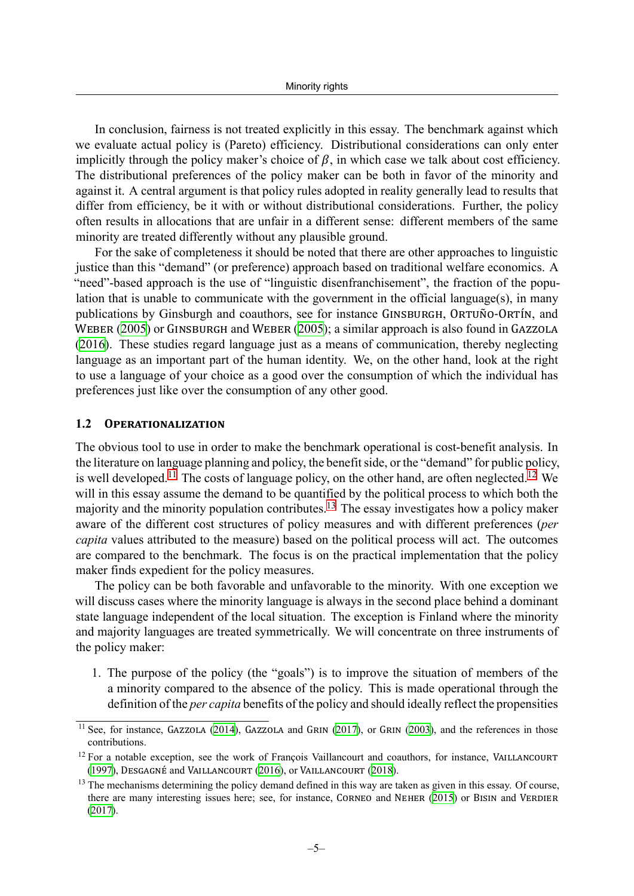In conclusion, fairness is not treated explicitly in this essay. The benchmark against which we evaluate actual policy is (Pareto) efficiency. Distributional considerations can only enter implicitly through the policy maker's choice of $\beta$, in which case we talk about cost efficiency. The distributional preferences of the policy maker can be both in favor of the minority and against it. A central argument is that policy rules adopted in reality generally lead to results that differ from efficiency, be it with or without distributional considerations. Further, the policy often results in allocations that are unfair in a different sense: different members of the same minority are treated differently without any plausible ground.

For the sake of completeness it should be noted that there are other approaches to linguistic justice than this "demand" (or preference) approach based on traditional welfare economics. A "need"-based approach is the use of "linguistic disenfranchisement", the fraction of the population that is unable to communicate with the government in the official language(s), in many publications by Ginsburgh and coauthors, see for instance Ginsburgh, Ortuño-Ortín, and Weber (2005) or Ginsburgh and Weber (2005); a similar approach is also found in Gazzola (2016). These studies regard language just as a means of communication, thereby neglecting language as an important part of the human identity. We, on the other hand, look at the right to use a language of your choice as a good over the consumption of which the individual has preferences just like over the consumption of any other good.

### 1.2 Operationalization

The obvious tool to use in order to make the benchmark operational is cost-benefit analysis. In the literature on language planning and policy, the benefit side, or the "demand" for public policy, is well developed.[11] The costs of language policy, on the other hand, are often neglected.[12] We will in this essay assume the demand to be quantified by the political process to which both the majority and the minority population contributes.[13] The essay investigates how a policy maker aware of the different cost structures of policy measures and with different preferences (*per capita* values attributed to the measure) based on the political process will act. The outcomes are compared to the benchmark. The focus is on the practical implementation that the policy maker finds expedient for the policy measures.

The policy can be both favorable and unfavorable to the minority. With one exception we will discuss cases where the minority language is always in the second place behind a dominant state language independent of the local situation. The exception is Finland where the minority and majority languages are treated symmetrically. We will concentrate on three instruments of the policy maker:

1. The purpose of the policy (the "goals") is to improve the situation of members of the a minority compared to the absence of the policy. This is made operational through the definition of the *per capita* benefits of the policy and should ideally reflect the propensities

---

[11] See, for instance, Gazzola (2014), Gazzola and Grin (2017), or Grin (2003), and the references in those contributions.

[12] For a notable exception, see the work of François Vaillancourt and coauthors, for instance, Vaillancourt (1997), Desgagné and Vaillancourt (2016), or Vaillancourt (2018).

[13] The mechanisms determining the policy demand defined in this way are taken as given in this essay. Of course, there are many interesting issues here; see, for instance, Corneo and Neher (2015) or Bisin and Verdier (2017).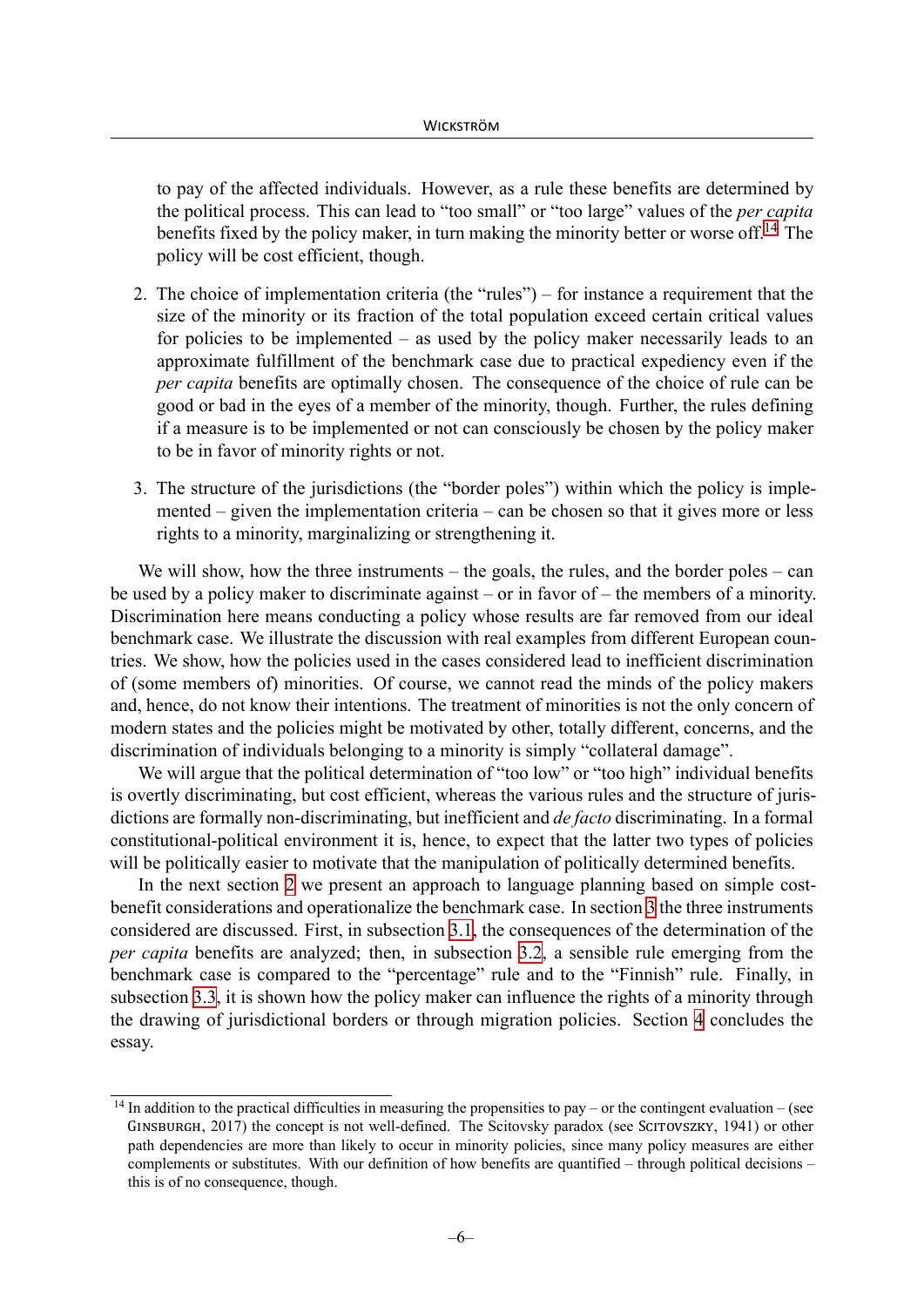to pay of the affected individuals. However, as a rule these benefits are determined by the political process. This can lead to "too small" or "too large" values of the *per capita* benefits fixed by the policy maker, in turn making the minority better or worse off.[14] The policy will be cost efficient, though.

2. The choice of implementation criteria (the "rules") – for instance a requirement that the size of the minority or its fraction of the total population exceed certain critical values for policies to be implemented – as used by the policy maker necessarily leads to an approximate fulfillment of the benchmark case due to practical expediency even if the *per capita* benefits are optimally chosen. The consequence of the choice of rule can be good or bad in the eyes of a member of the minority, though. Further, the rules defining if a measure is to be implemented or not can consciously be chosen by the policy maker to be in favor of minority rights or not.

3. The structure of the jurisdictions (the "border poles") within which the policy is implemented – given the implementation criteria – can be chosen so that it gives more or less rights to a minority, marginalizing or strengthening it.

We will show, how the three instruments – the goals, the rules, and the border poles – can be used by a policy maker to discriminate against – or in favor of – the members of a minority. Discrimination here means conducting a policy whose results are far removed from our ideal benchmark case. We illustrate the discussion with real examples from different European countries. We show, how the policies used in the cases considered lead to inefficient discrimination of (some members of) minorities. Of course, we cannot read the minds of the policy makers and, hence, do not know their intentions. The treatment of minorities is not the only concern of modern states and the policies might be motivated by other, totally different, concerns, and the discrimination of individuals belonging to a minority is simply "collateral damage".

We will argue that the political determination of "too low" or "too high" individual benefits is overtly discriminating, but cost efficient, whereas the various rules and the structure of jurisdictions are formally non-discriminating, but inefficient and *de facto* discriminating. In a formal constitutional-political environment it is, hence, to expect that the latter two types of policies will be politically easier to motivate that the manipulation of politically determined benefits.

In the next section 2 we present an approach to language planning based on simple cost-benefit considerations and operationalize the benchmark case. In section 3 the three instruments considered are discussed. First, in subsection 3.1, the consequences of the determination of the *per capita* benefits are analyzed; then, in subsection 3.2, a sensible rule emerging from the benchmark case is compared to the "percentage" rule and to the "Finnish" rule. Finally, in subsection 3.3, it is shown how the policy maker can influence the rights of a minority through the drawing of jurisdictional borders or through migration policies. Section 4 concludes the essay.

[14] In addition to the practical difficulties in measuring the propensities to pay – or the contingent evaluation – (see GINSBURGH, 2017) the concept is not well-defined. The Scitovsky paradox (see SCITOVSZKY, 1941) or other path dependencies are more than likely to occur in minority policies, since many policy measures are either complements or substitutes. With our definition of how benefits are quantified – through political decisions – this is of no consequence, though.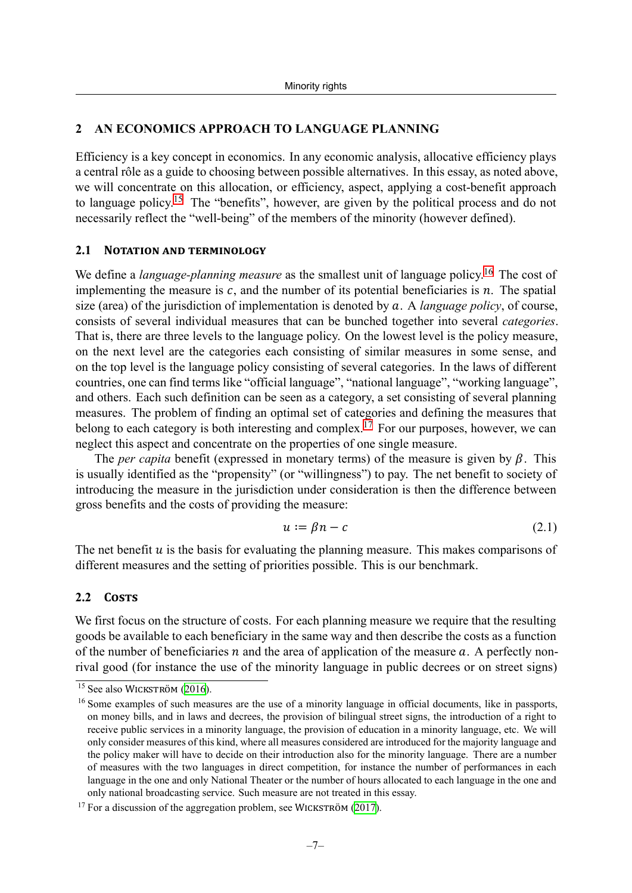## 2 AN ECONOMICS APPROACH TO LANGUAGE PLANNING

Efficiency is a key concept in economics. In any economic analysis, allocative efficiency plays a central rôle as a guide to choosing between possible alternatives. In this essay, as noted above, we will concentrate on this allocation, or efficiency, aspect, applying a cost-benefit approach to language policy.[15] The "benefits", however, are given by the political process and do not necessarily reflect the "well-being" of the members of the minority (however defined).

### 2.1 Notation and terminology

We define a *language-planning measure* as the smallest unit of language policy.[16] The cost of implementing the measure is $c$, and the number of its potential beneficiaries is $n$. The spatial size (area) of the jurisdiction of implementation is denoted by $a$. A *language policy*, of course, consists of several individual measures that can be bunched together into several *categories*. That is, there are three levels to the language policy. On the lowest level is the policy measure, on the next level are the categories each consisting of similar measures in some sense, and on the top level is the language policy consisting of several categories. In the laws of different countries, one can find terms like "official language", "national language", "working language", and others. Each such definition can be seen as a category, a set consisting of several planning measures. The problem of finding an optimal set of categories and defining the measures that belong to each category is both interesting and complex.[17] For our purposes, however, we can neglect this aspect and concentrate on the properties of one single measure.

The *per capita* benefit (expressed in monetary terms) of the measure is given by $\beta$. This is usually identified as the "propensity" (or "willingness") to pay. The net benefit to society of introducing the measure in the jurisdiction under consideration is then the difference between gross benefits and the costs of providing the measure:

$$u := \beta n - c \tag{2.1}$$

The net benefit $u$ is the basis for evaluating the planning measure. This makes comparisons of different measures and the setting of priorities possible. This is our benchmark.

### 2.2 Costs

We first focus on the structure of costs. For each planning measure we require that the resulting goods be available to each beneficiary in the same way and then describe the costs as a function of the number of beneficiaries $n$ and the area of application of the measure $a$. A perfectly non-rival good (for instance the use of the minority language in public decrees or on street signs)

---

[15] See also Wickström (2016).

[16] Some examples of such measures are the use of a minority language in official documents, like in passports, on money bills, and in laws and decrees, the provision of bilingual street signs, the introduction of a right to receive public services in a minority language, the provision of education in a minority language, etc. We will only consider measures of this kind, where all measures considered are introduced for the majority language and the policy maker will have to decide on their introduction also for the minority language. There are a number of measures with the two languages in direct competition, for instance the number of performances in each language in the one and only National Theater or the number of hours allocated to each language in the one and only national broadcasting service. Such measure are not treated in this essay.

[17] For a discussion of the aggregation problem, see Wickström (2017).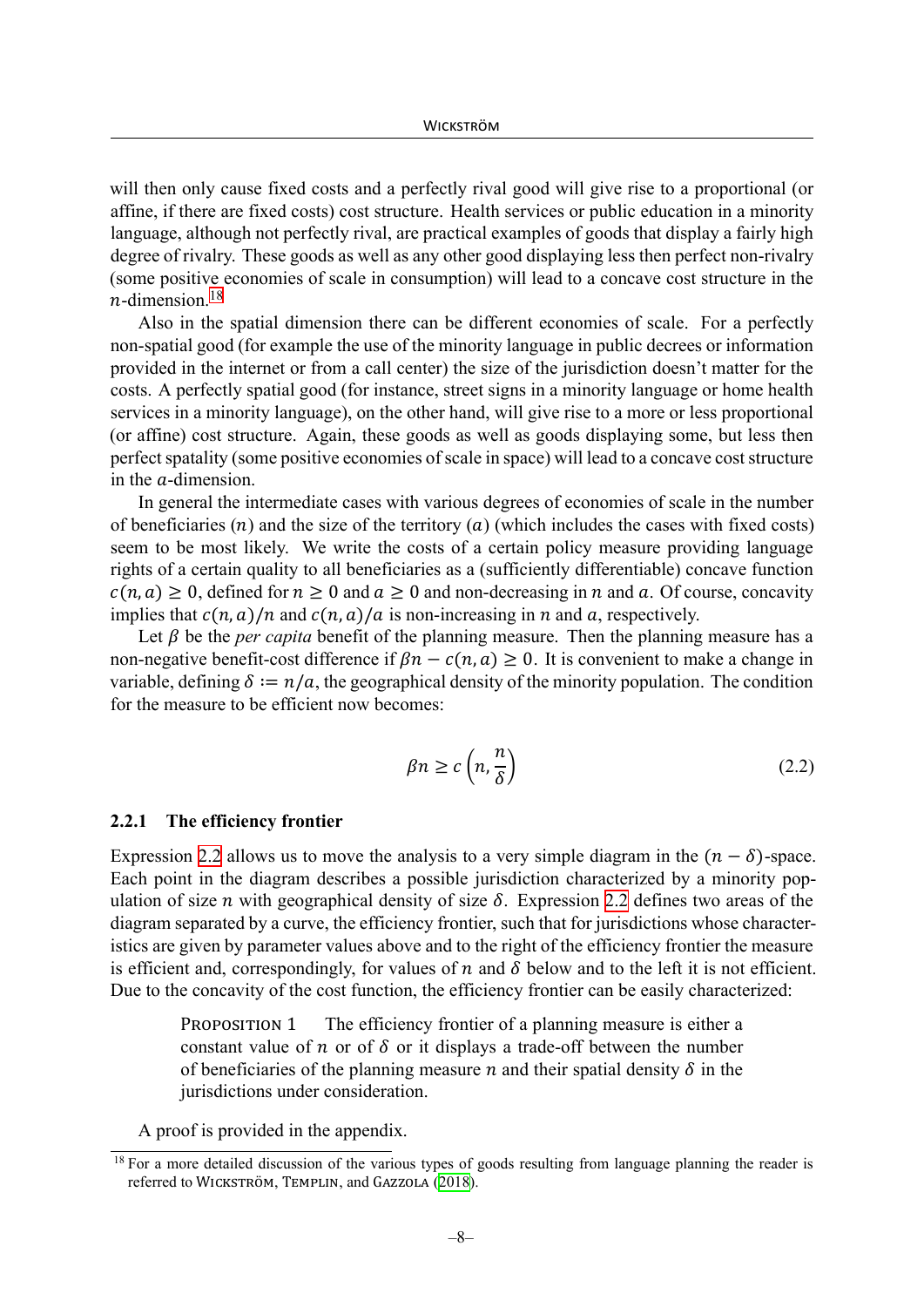will then only cause fixed costs and a perfectly rival good will give rise to a proportional (or affine, if there are fixed costs) cost structure. Health services or public education in a minority language, although not perfectly rival, are practical examples of goods that display a fairly high degree of rivalry. These goods as well as any other good displaying less then perfect non-rivalry (some positive economies of scale in consumption) will lead to a concave cost structure in the $n$-dimension.[18]

Also in the spatial dimension there can be different economies of scale. For a perfectly non-spatial good (for example the use of the minority language in public decrees or information provided in the internet or from a call center) the size of the jurisdiction doesn't matter for the costs. A perfectly spatial good (for instance, street signs in a minority language or home health services in a minority language), on the other hand, will give rise to a more or less proportional (or affine) cost structure. Again, these goods as well as goods displaying some, but less then perfect spatality (some positive economies of scale in space) will lead to a concave cost structure in the $a$-dimension.

In general the intermediate cases with various degrees of economies of scale in the number of beneficiaries ($n$) and the size of the territory ($a$) (which includes the cases with fixed costs) seem to be most likely. We write the costs of a certain policy measure providing language rights of a certain quality to all beneficiaries as a (sufficiently differentiable) concave function $c(n, a) \geq 0$, defined for $n \geq 0$ and $a \geq 0$ and non-decreasing in $n$ and $a$. Of course, concavity implies that $c(n, a)/n$ and $c(n, a)/a$ is non-increasing in $n$ and $a$, respectively.

Let $\beta$ be the *per capita* benefit of the planning measure. Then the planning measure has a non-negative benefit-cost difference if $\beta n - c(n, a) \geq 0$. It is convenient to make a change in variable, defining $\delta := n/a$, the geographical density of the minority population. The condition for the measure to be efficient now becomes:

$$\beta n \geq c\left(n, \frac{n}{\delta}\right) \tag{2.2}$$

### 2.2.1 The efficiency frontier

Expression 2.2 allows us to move the analysis to a very simple diagram in the $(n - \delta)$-space. Each point in the diagram describes a possible jurisdiction characterized by a minority population of size $n$ with geographical density of size $\delta$. Expression 2.2 defines two areas of the diagram separated by a curve, the efficiency frontier, such that for jurisdictions whose characteristics are given by parameter values above and to the right of the efficiency frontier the measure is efficient and, correspondingly, for values of $n$ and $\delta$ below and to the left it is not efficient. Due to the concavity of the cost function, the efficiency frontier can be easily characterized:

> Proposition 1 The efficiency frontier of a planning measure is either a constant value of $n$ or of $\delta$ or it displays a trade-off between the number of beneficiaries of the planning measure $n$ and their spatial density $\delta$ in the jurisdictions under consideration.

A proof is provided in the appendix.

[18] For a more detailed discussion of the various types of goods resulting from language planning the reader is referred to Wickström, Templin, and Gazzola (2018).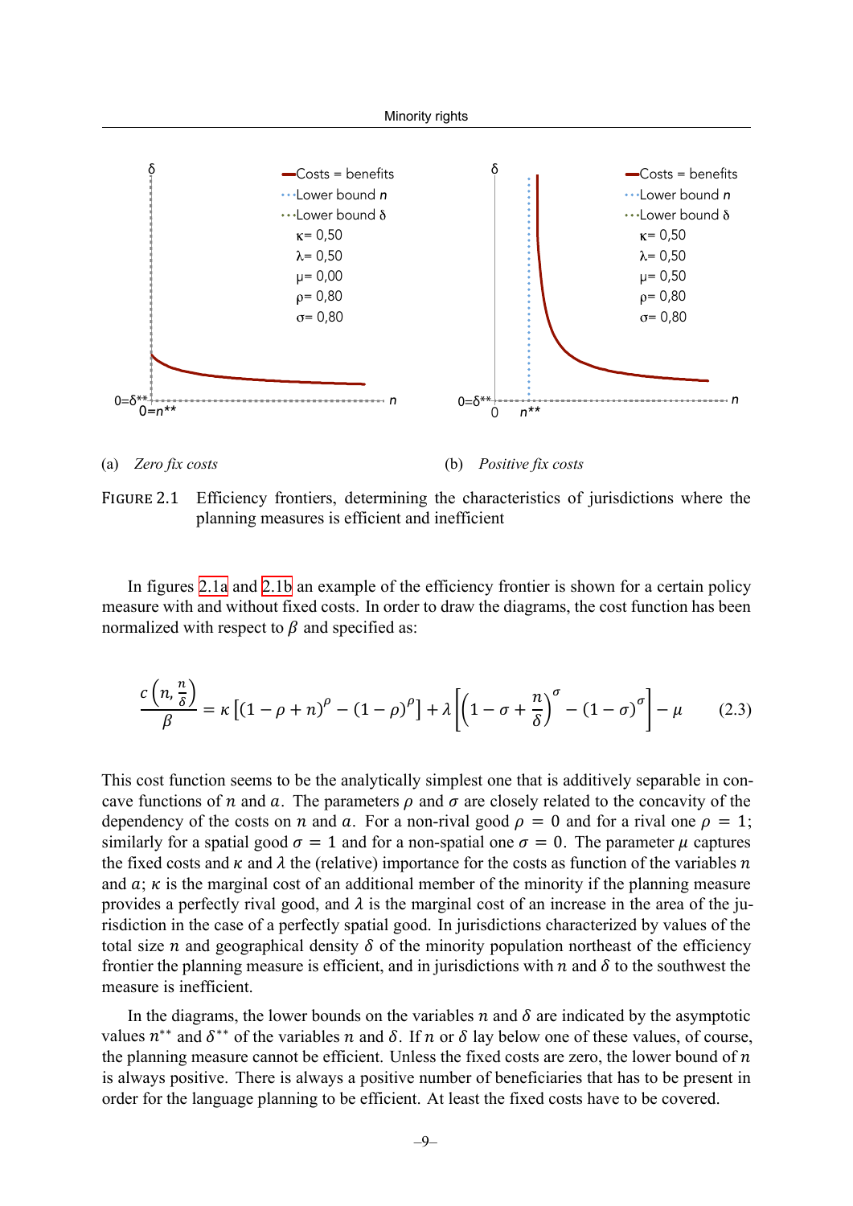(a) *Zero fix costs*

(b) *Positive fix costs*

FIGURE 2.1 Efficiency frontiers, determining the characteristics of jurisdictions where the planning measures is efficient and inefficient

In figures 2.1a and 2.1b an example of the efficiency frontier is shown for a certain policy measure with and without fixed costs. In order to draw the diagrams, the cost function has been normalized with respect to $\beta$ and specified as:

$$\frac{c\left(n, \frac{n}{\delta}\right)}{\beta} = \kappa\left[(1-\rho+n)^{\rho} - (1-\rho)^{\rho}\right] + \lambda\left[\left(1-\sigma+\frac{n}{\delta}\right)^{\sigma} - (1-\sigma)^{\sigma}\right] - \mu \tag{2.3}$$

This cost function seems to be the analytically simplest one that is additively separable in concave functions of $n$ and $a$. The parameters $\rho$ and $\sigma$ are closely related to the concavity of the dependency of the costs on $n$ and $a$. For a non-rival good $\rho = 0$ and for a rival one $\rho = 1$; similarly for a spatial good $\sigma = 1$ and for a non-spatial one $\sigma = 0$. The parameter $\mu$ captures the fixed costs and $\kappa$ and $\lambda$ the (relative) importance for the costs as function of the variables $n$ and $a$; $\kappa$ is the marginal cost of an additional member of the minority if the planning measure provides a perfectly rival good, and $\lambda$ is the marginal cost of an increase in the area of the jurisdiction in the case of a perfectly spatial good. In jurisdictions characterized by values of the total size $n$ and geographical density $\delta$ of the minority population northeast of the efficiency frontier the planning measure is efficient, and in jurisdictions with $n$ and $\delta$ to the southwest the measure is inefficient.

In the diagrams, the lower bounds on the variables $n$ and $\delta$ are indicated by the asymptotic values $n^{**}$ and $\delta^{**}$ of the variables $n$ and $\delta$. If $n$ or $\delta$ lay below one of these values, of course, the planning measure cannot be efficient. Unless the fixed costs are zero, the lower bound of $n$ is always positive. There is always a positive number of beneficiaries that has to be present in order for the language planning to be efficient. At least the fixed costs have to be covered.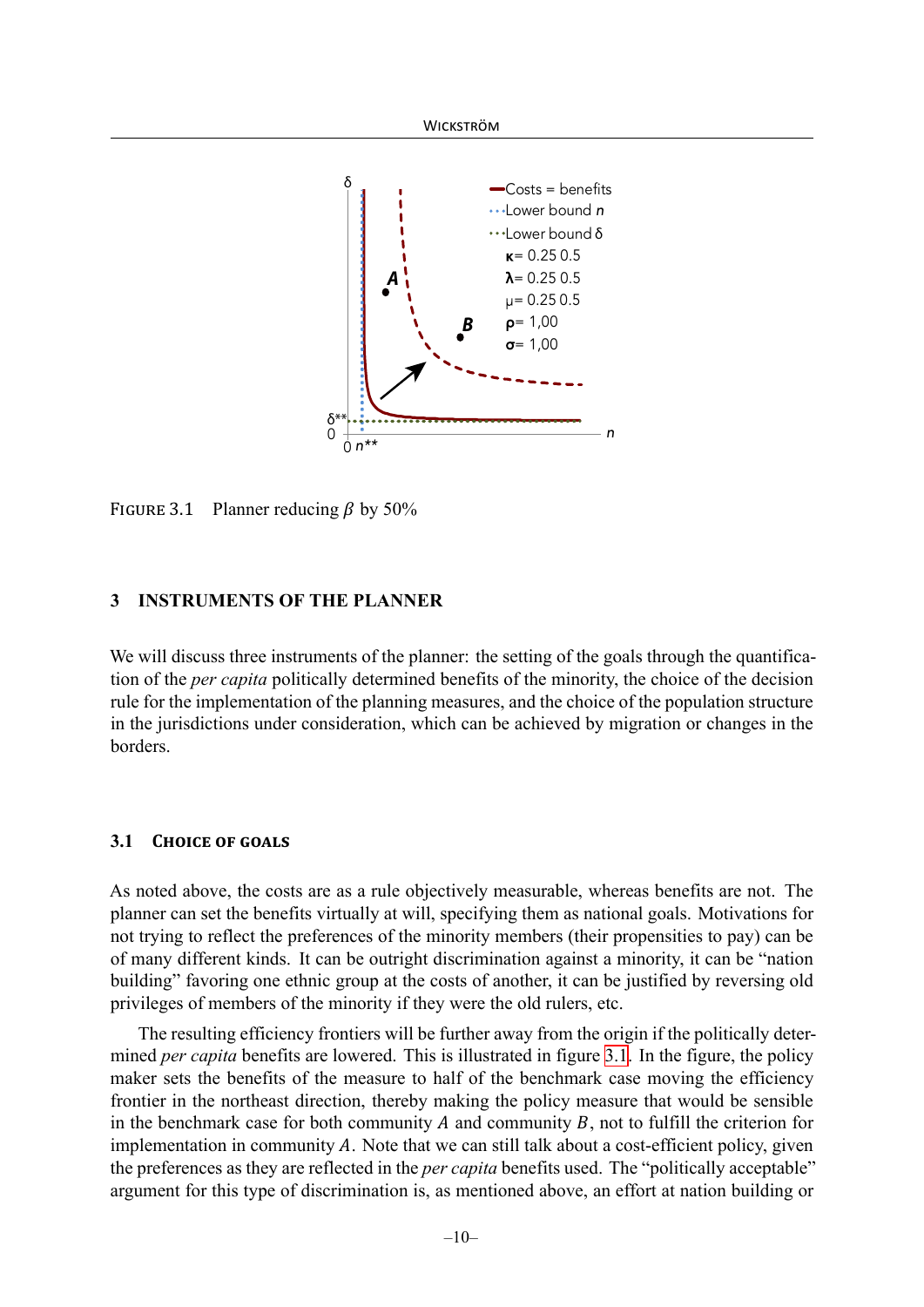FIGURE 3.1 Planner reducing $\beta$ by 50%

## 3 INSTRUMENTS OF THE PLANNER

We will discuss three instruments of the planner: the setting of the goals through the quantification of the *per capita* politically determined benefits of the minority, the choice of the decision rule for the implementation of the planning measures, and the choice of the population structure in the jurisdictions under consideration, which can be achieved by migration or changes in the borders.

### 3.1 CHOICE OF GOALS

As noted above, the costs are as a rule objectively measurable, whereas benefits are not. The planner can set the benefits virtually at will, specifying them as national goals. Motivations for not trying to reflect the preferences of the minority members (their propensities to pay) can be of many different kinds. It can be outright discrimination against a minority, it can be "nation building" favoring one ethnic group at the costs of another, it can be justified by reversing old privileges of members of the minority if they were the old rulers, etc.

The resulting efficiency frontiers will be further away from the origin if the politically determined *per capita* benefits are lowered. This is illustrated in figure 3.1. In the figure, the policy maker sets the benefits of the measure to half of the benchmark case moving the efficiency frontier in the northeast direction, thereby making the policy measure that would be sensible in the benchmark case for both community $A$ and community $B$, not to fulfill the criterion for implementation in community $A$. Note that we can still talk about a cost-efficient policy, given the preferences as they are reflected in the *per capita* benefits used. The "politically acceptable" argument for this type of discrimination is, as mentioned above, an effort at nation building or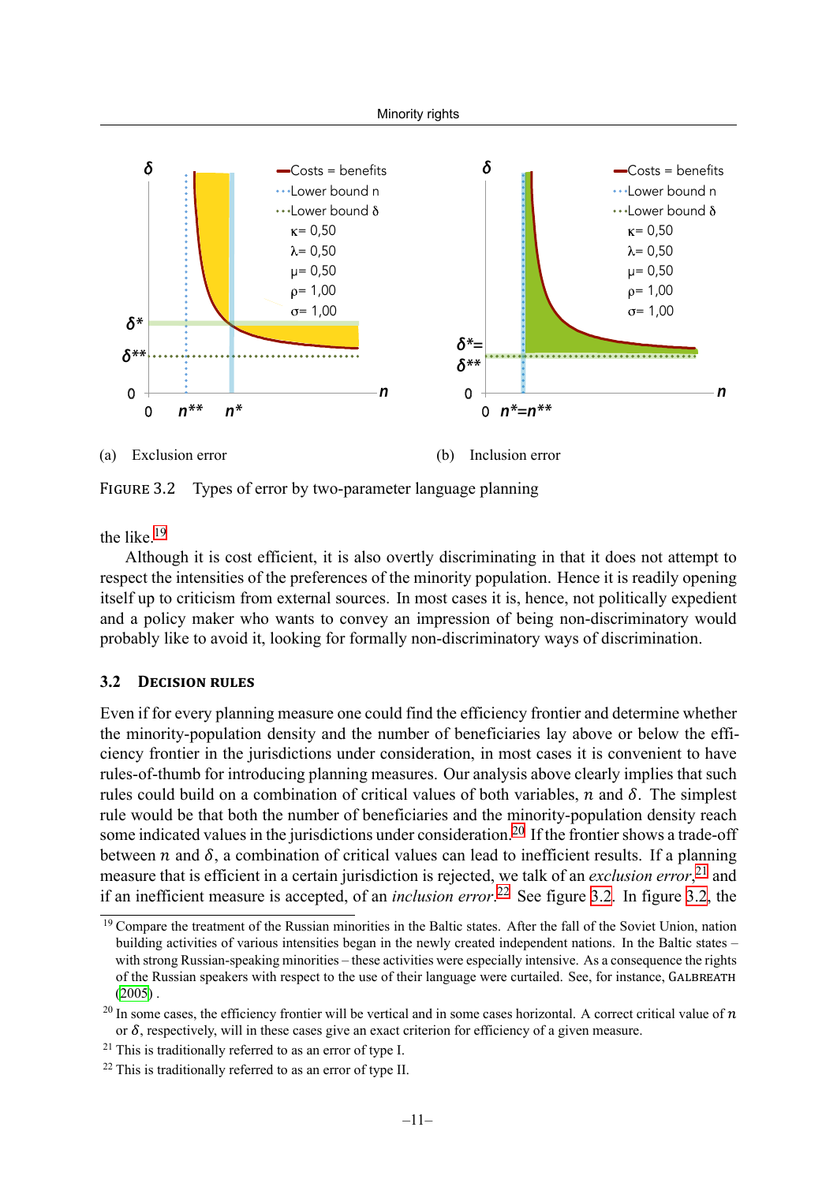(a) Exclusion error

(b) Inclusion error

FIGURE 3.2 Types of error by two-parameter language planning

the like.[19]

Although it is cost efficient, it is also overtly discriminating in that it does not attempt to respect the intensities of the preferences of the minority population. Hence it is readily opening itself up to criticism from external sources. In most cases it is, hence, not politically expedient and a policy maker who wants to convey an impression of being non-discriminatory would probably like to avoid it, looking for formally non-discriminatory ways of discrimination.

## 3.2 DECISION RULES

Even if for every planning measure one could find the efficiency frontier and determine whether the minority-population density and the number of beneficiaries lay above or below the efficiency frontier in the jurisdictions under consideration, in most cases it is convenient to have rules-of-thumb for introducing planning measures. Our analysis above clearly implies that such rules could build on a combination of critical values of both variables, $n$ and $\delta$. The simplest rule would be that both the number of beneficiaries and the minority-population density reach some indicated values in the jurisdictions under consideration.[20] If the frontier shows a trade-off between $n$ and $\delta$, a combination of critical values can lead to inefficient results. If a planning measure that is efficient in a certain jurisdiction is rejected, we talk of an *exclusion error*,[21] and if an inefficient measure is accepted, of an *inclusion error*.[22] See figure 3.2. In figure 3.2, the

[19] Compare the treatment of the Russian minorities in the Baltic states. After the fall of the Soviet Union, nation building activities of various intensities began in the newly created independent nations. In the Baltic states – with strong Russian-speaking minorities – these activities were especially intensive. As a consequence the rights of the Russian speakers with respect to the use of their language were curtailed. See, for instance, GALBREATH (2005) .

[20] In some cases, the efficiency frontier will be vertical and in some cases horizontal. A correct critical value of $n$ or $\delta$, respectively, will in these cases give an exact criterion for efficiency of a given measure.

[21] This is traditionally referred to as an error of type I.

[22] This is traditionally referred to as an error of type II.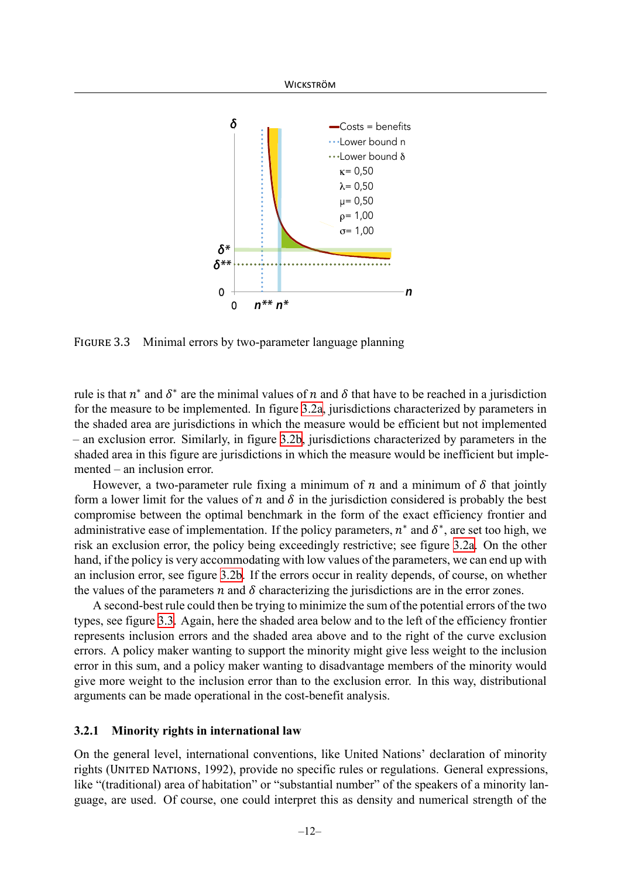FIGURE 3.3 Minimal errors by two-parameter language planning

rule is that $n^*$ and $\delta^*$ are the minimal values of $n$ and $\delta$ that have to be reached in a jurisdiction for the measure to be implemented. In figure 3.2a, jurisdictions characterized by parameters in the shaded area are jurisdictions in which the measure would be efficient but not implemented – an exclusion error. Similarly, in figure 3.2b, jurisdictions characterized by parameters in the shaded area in this figure are jurisdictions in which the measure would be inefficient but implemented – an inclusion error.

However, a two-parameter rule fixing a minimum of $n$ and a minimum of $\delta$ that jointly form a lower limit for the values of $n$ and $\delta$ in the jurisdiction considered is probably the best compromise between the optimal benchmark in the form of the exact efficiency frontier and administrative ease of implementation. If the policy parameters, $n^*$ and $\delta^*$, are set too high, we risk an exclusion error, the policy being exceedingly restrictive; see figure 3.2a. On the other hand, if the policy is very accommodating with low values of the parameters, we can end up with an inclusion error, see figure 3.2b. If the errors occur in reality depends, of course, on whether the values of the parameters $n$ and $\delta$ characterizing the jurisdictions are in the error zones.

A second-best rule could then be trying to minimize the sum of the potential errors of the two types, see figure 3.3. Again, here the shaded area below and to the left of the efficiency frontier represents inclusion errors and the shaded area above and to the right of the curve exclusion errors. A policy maker wanting to support the minority might give less weight to the inclusion error in this sum, and a policy maker wanting to disadvantage members of the minority would give more weight to the inclusion error than to the exclusion error. In this way, distributional arguments can be made operational in the cost-benefit analysis.

### 3.2.1 Minority rights in international law

On the general level, international conventions, like United Nations' declaration of minority rights (UNITED NATIONS, 1992), provide no specific rules or regulations. General expressions, like "(traditional) area of habitation" or "substantial number" of the speakers of a minority language, are used. Of course, one could interpret this as density and numerical strength of the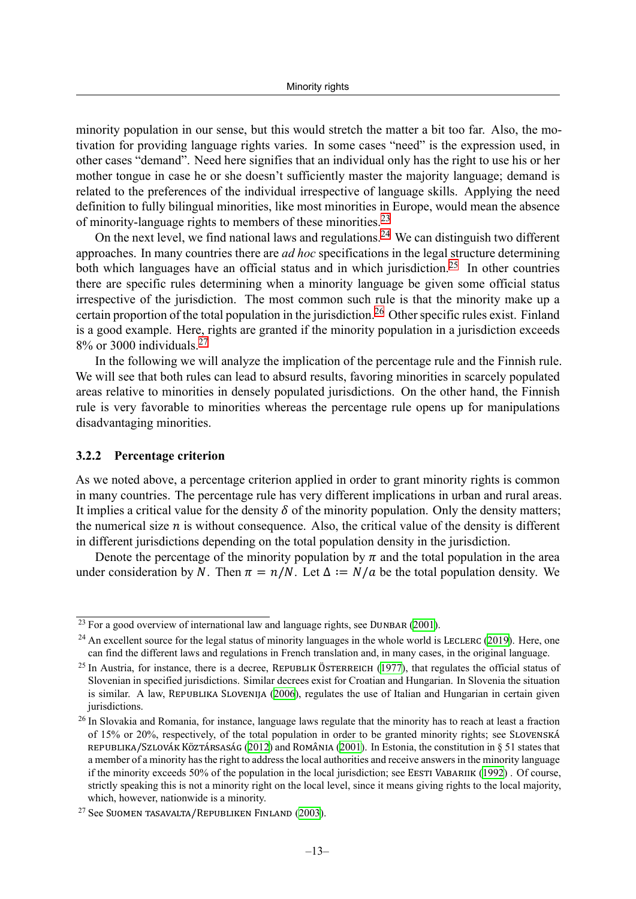minority population in our sense, but this would stretch the matter a bit too far. Also, the motivation for providing language rights varies. In some cases "need" is the expression used, in other cases "demand". Need here signifies that an individual only has the right to use his or her mother tongue in case he or she doesn't sufficiently master the majority language; demand is related to the preferences of the individual irrespective of language skills. Applying the need definition to fully bilingual minorities, like most minorities in Europe, would mean the absence of minority-language rights to members of these minorities.[23]

On the next level, we find national laws and regulations.[24] We can distinguish two different approaches. In many countries there are *ad hoc* specifications in the legal structure determining both which languages have an official status and in which jurisdiction.[25] In other countries there are specific rules determining when a minority language be given some official status irrespective of the jurisdiction. The most common such rule is that the minority make up a certain proportion of the total population in the jurisdiction.[26] Other specific rules exist. Finland is a good example. Here, rights are granted if the minority population in a jurisdiction exceeds 8% or 3000 individuals.[27]

In the following we will analyze the implication of the percentage rule and the Finnish rule. We will see that both rules can lead to absurd results, favoring minorities in scarcely populated areas relative to minorities in densely populated jurisdictions. On the other hand, the Finnish rule is very favorable to minorities whereas the percentage rule opens up for manipulations disadvantaging minorities.

### 3.2.2 Percentage criterion

As we noted above, a percentage criterion applied in order to grant minority rights is common in many countries. The percentage rule has very different implications in urban and rural areas. It implies a critical value for the density $\delta$ of the minority population. Only the density matters; the numerical size $n$ is without consequence. Also, the critical value of the density is different in different jurisdictions depending on the total population density in the jurisdiction.

Denote the percentage of the minority population by $\pi$ and the total population in the area under consideration by $N$. Then $\pi = n/N$. Let $\Delta := N/a$ be the total population density. We

---

[23] For a good overview of international law and language rights, see Dunbar (2001).

[24] An excellent source for the legal status of minority languages in the whole world is Leclerc (2019). Here, one can find the different laws and regulations in French translation and, in many cases, in the original language.

[25] In Austria, for instance, there is a decree, Republik Österreich (1977), that regulates the official status of Slovenian in specified jurisdictions. Similar decrees exist for Croatian and Hungarian. In Slovenia the situation is similar. A law, Republika Slovenija (2006), regulates the use of Italian and Hungarian in certain given jurisdictions.

[26] In Slovakia and Romania, for instance, language laws regulate that the minority has to reach at least a fraction of 15% or 20%, respectively, of the total population in order to be granted minority rights; see Slovenská republika/Szlovák Köztársaság (2012) and România (2001). In Estonia, the constitution in § 51 states that a member of a minority has the right to address the local authorities and receive answers in the minority language if the minority exceeds 50% of the population in the local jurisdiction; see Eesti Vabariik (1992) . Of course, strictly speaking this is not a minority right on the local level, since it means giving rights to the local majority, which, however, nationwide is a minority.

[27] See Suomen tasavalta/Republiken Finland (2003).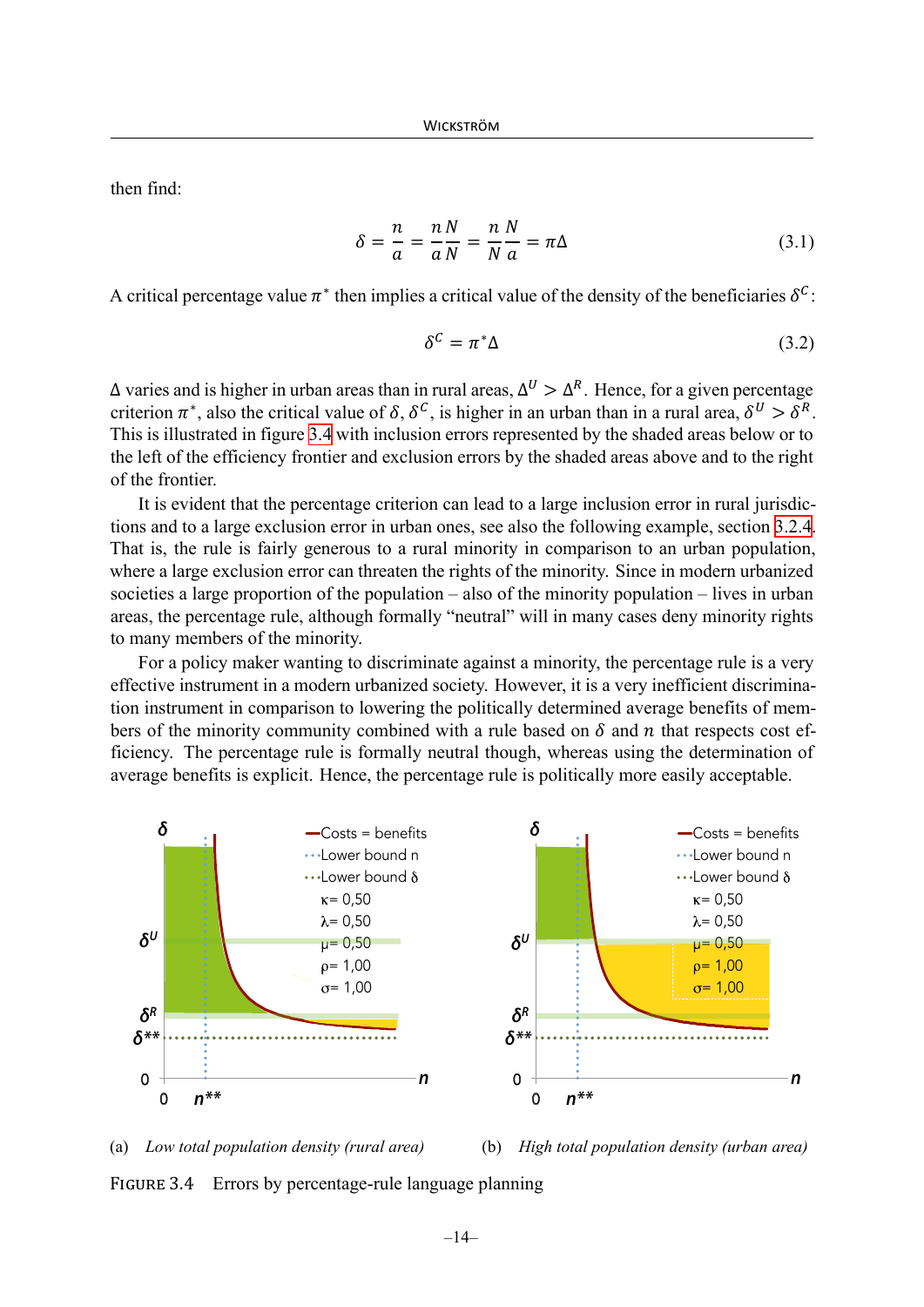then find:

$$\delta = \frac{n}{a} = \frac{n\,N}{a\,N} = \frac{n}{N}\frac{N}{a} = \pi\Delta \tag{3.1}$$

A critical percentage value $\pi^*$ then implies a critical value of the density of the beneficiaries $\delta^C$:

$$\delta^C = \pi^*\Delta \tag{3.2}$$

$\Delta$ varies and is higher in urban areas than in rural areas, $\Delta^U > \Delta^R$. Hence, for a given percentage criterion $\pi^*$, also the critical value of $\delta$, $\delta^C$, is higher in an urban than in a rural area, $\delta^U > \delta^R$. This is illustrated in figure 3.4 with inclusion errors represented by the shaded areas below or to the left of the efficiency frontier and exclusion errors by the shaded areas above and to the right of the frontier.

It is evident that the percentage criterion can lead to a large inclusion error in rural jurisdictions and to a large exclusion error in urban ones, see also the following example, section 3.2.4. That is, the rule is fairly generous to a rural minority in comparison to an urban population, where a large exclusion error can threaten the rights of the minority. Since in modern urbanized societies a large proportion of the population – also of the minority population – lives in urban areas, the percentage rule, although formally "neutral" will in many cases deny minority rights to many members of the minority.

For a policy maker wanting to discriminate against a minority, the percentage rule is a very effective instrument in a modern urbanized society. However, it is a very inefficient discrimination instrument in comparison to lowering the politically determined average benefits of members of the minority community combined with a rule based on $\delta$ and $n$ that respects cost efficiency. The percentage rule is formally neutral though, whereas using the determination of average benefits is explicit. Hence, the percentage rule is politically more easily acceptable.

(a) *Low total population density (rural area)*

(b) *High total population density (urban area)*

FIGURE 3.4 Errors by percentage-rule language planning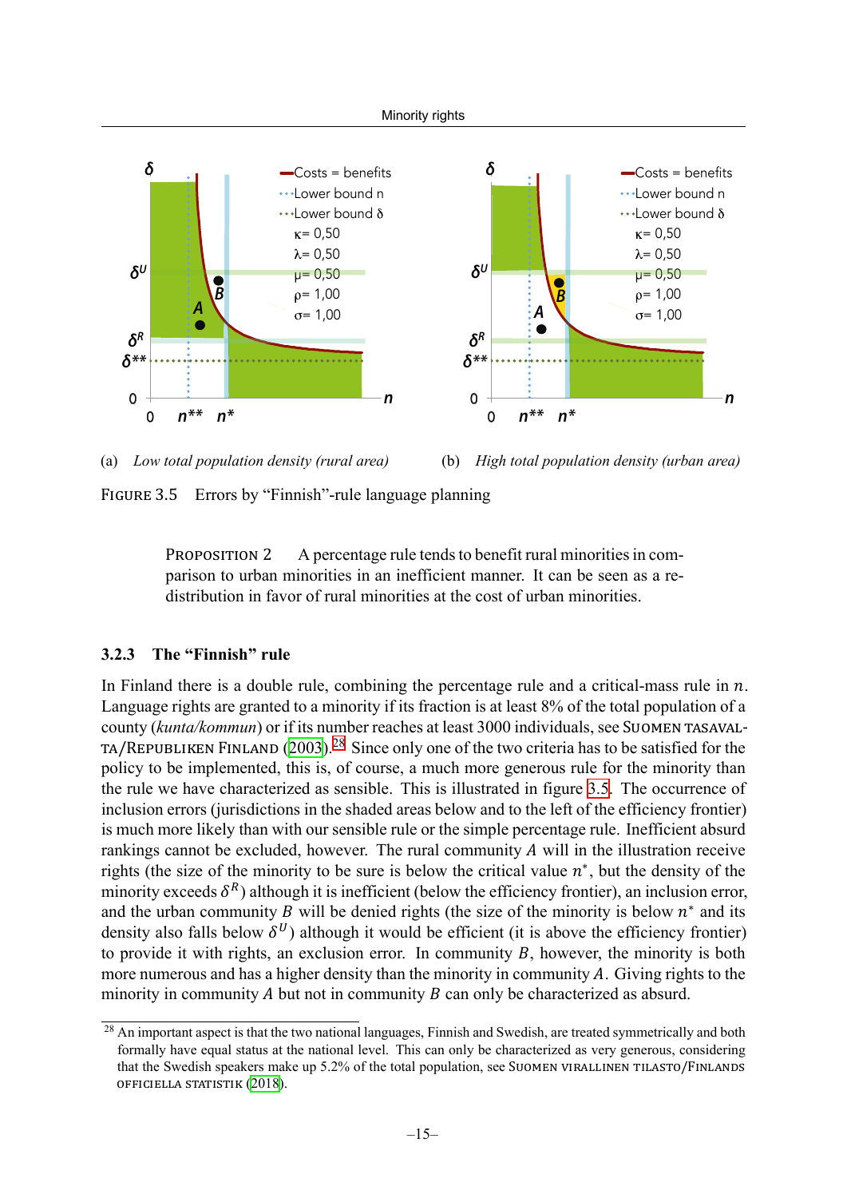(a) *Low total population density (rural area)* (b) *High total population density (urban area)*

FIGURE 3.5 Errors by "Finnish"-rule language planning

PROPOSITION 2 A percentage rule tends to benefit rural minorities in comparison to urban minorities in an inefficient manner. It can be seen as a redistribution in favor of rural minorities at the cost of urban minorities.

### 3.2.3 The "Finnish" rule

In Finland there is a double rule, combining the percentage rule and a critical-mass rule in $n$. Language rights are granted to a minority if its fraction is at least 8% of the total population of a county (*kunta/kommun*) or if its number reaches at least 3000 individuals, see SUOMEN TASAVALTA/REPUBLIKEN FINLAND (2003).[28] Since only one of the two criteria has to be satisfied for the policy to be implemented, this is, of course, a much more generous rule for the minority than the rule we have characterized as sensible. This is illustrated in figure 3.5. The occurrence of inclusion errors (jurisdictions in the shaded areas below and to the left of the efficiency frontier) is much more likely than with our sensible rule or the simple percentage rule. Inefficient absurd rankings cannot be excluded, however. The rural community $A$ will in the illustration receive rights (the size of the minority to be sure is below the critical value $n^*$, but the density of the minority exceeds $\delta^R$) although it is inefficient (below the efficiency frontier), an inclusion error, and the urban community $B$ will be denied rights (the size of the minority is below $n^*$ and its density also falls below $\delta^U$) although it would be efficient (it is above the efficiency frontier) to provide it with rights, an exclusion error. In community $B$, however, the minority is both more numerous and has a higher density than the minority in community $A$. Giving rights to the minority in community $A$ but not in community $B$ can only be characterized as absurd.

[28] An important aspect is that the two national languages, Finnish and Swedish, are treated symmetrically and both formally have equal status at the national level. This can only be characterized as very generous, considering that the Swedish speakers make up 5.2% of the total population, see SUOMEN VIRALLINEN TILASTO/FINLANDS OFFICIELLA STATISTIK (2018).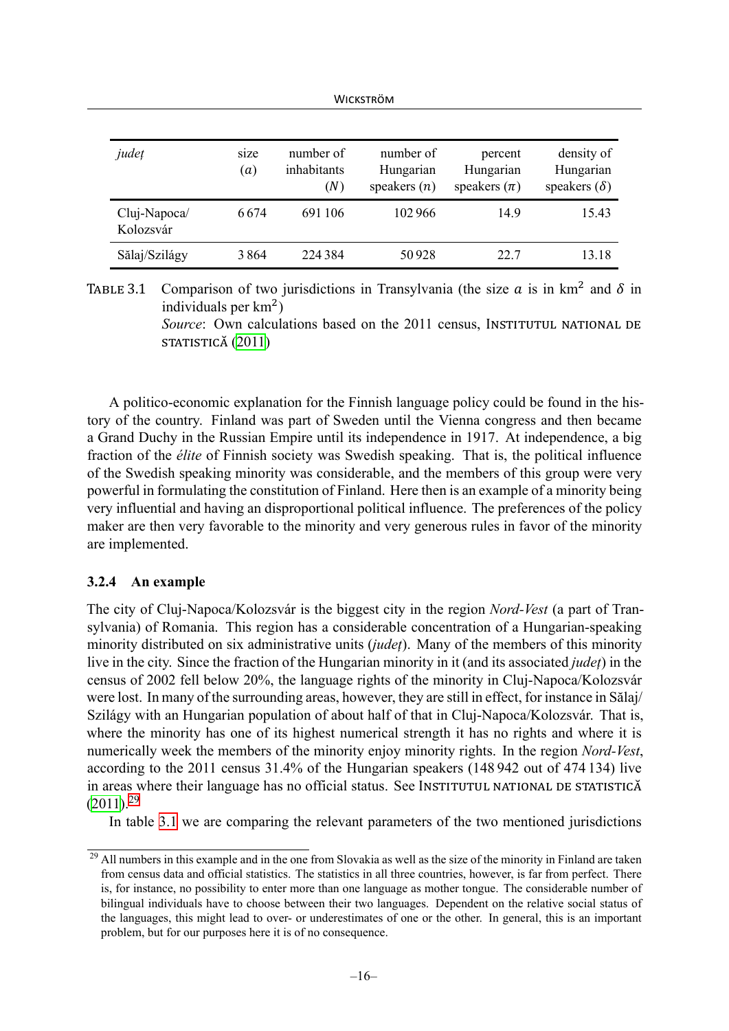| *județ* | size ($a$) | number of inhabitants ($N$) | number of Hungarian speakers ($n$) | percent Hungarian speakers ($\pi$) | density of Hungarian speakers ($\delta$) |
|---|---|---|---|---|---|
| Cluj-Napoca/ Kolozsvár | 6 674 | 691 106 | 102 966 | 14.9 | 15.43 |
| Sălaj/Szilágy | 3 864 | 224 384 | 50 928 | 22.7 | 13.18 |

TABLE 3.1 Comparison of two jurisdictions in Transylvania (the size $a$ is in km$^2$ and $\delta$ in individuals per km$^2$)
*Source*: Own calculations based on the 2011 census, INSTITUTUL NATIONAL DE STATISTICĂ (2011)

A politico-economic explanation for the Finnish language policy could be found in the history of the country. Finland was part of Sweden until the Vienna congress and then became a Grand Duchy in the Russian Empire until its independence in 1917. At independence, a big fraction of the *élite* of Finnish society was Swedish speaking. That is, the political influence of the Swedish speaking minority was considerable, and the members of this group were very powerful in formulating the constitution of Finland. Here then is an example of a minority being very influential and having an disproportional political influence. The preferences of the policy maker are then very favorable to the minority and very generous rules in favor of the minority are implemented.

### 3.2.4 An example

The city of Cluj-Napoca/Kolozsvár is the biggest city in the region *Nord-Vest* (a part of Transylvania) of Romania. This region has a considerable concentration of a Hungarian-speaking minority distributed on six administrative units (*județ*). Many of the members of this minority live in the city. Since the fraction of the Hungarian minority in it (and its associated *județ*) in the census of 2002 fell below 20%, the language rights of the minority in Cluj-Napoca/Kolozsvár were lost. In many of the surrounding areas, however, they are still in effect, for instance in Sălaj/Szilágy with an Hungarian population of about half of that in Cluj-Napoca/Kolozsvár. That is, where the minority has one of its highest numerical strength it has no rights and where it is numerically week the members of the minority enjoy minority rights. In the region *Nord-Vest*, according to the 2011 census 31.4% of the Hungarian speakers (148 942 out of 474 134) live in areas where their language has no official status. See INSTITUTUL NATIONAL DE STATISTICĂ (2011).[29]

In table 3.1 we are comparing the relevant parameters of the two mentioned jurisdictions

[29] All numbers in this example and in the one from Slovakia as well as the size of the minority in Finland are taken from census data and official statistics. The statistics in all three countries, however, is far from perfect. There is, for instance, no possibility to enter more than one language as mother tongue. The considerable number of bilingual individuals have to choose between their two languages. Dependent on the relative social status of the languages, this might lead to over- or underestimates of one or the other. In general, this is an important problem, but for our purposes here it is of no consequence.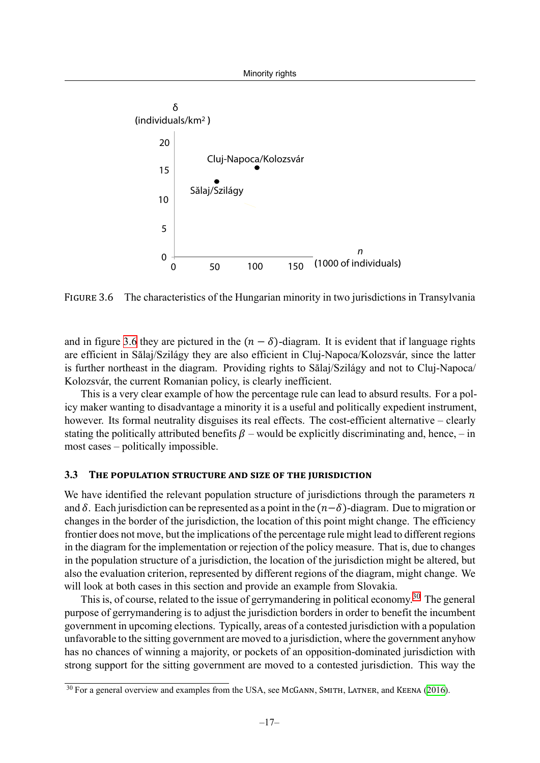FIGURE 3.6 The characteristics of the Hungarian minority in two jurisdictions in Transylvania

and in figure 3.6 they are pictured in the $(n-\delta)$-diagram. It is evident that if language rights are efficient in Sălaj/Szilágy they are also efficient in Cluj-Napoca/Kolozsvár, since the latter is further northeast in the diagram. Providing rights to Sălaj/Szilágy and not to Cluj-Napoca/Kolozsvár, the current Romanian policy, is clearly inefficient.

This is a very clear example of how the percentage rule can lead to absurd results. For a policy maker wanting to disadvantage a minority it is a useful and politically expedient instrument, however. Its formal neutrality disguises its real effects. The cost-efficient alternative – clearly stating the politically attributed benefits $\beta$ – would be explicitly discriminating and, hence, – in most cases – politically impossible.

### 3.3 The population structure and size of the jurisdiction

We have identified the relevant population structure of jurisdictions through the parameters $n$ and $\delta$. Each jurisdiction can be represented as a point in the $(n-\delta)$-diagram. Due to migration or changes in the border of the jurisdiction, the location of this point might change. The efficiency frontier does not move, but the implications of the percentage rule might lead to different regions in the diagram for the implementation or rejection of the policy measure. That is, due to changes in the population structure of a jurisdiction, the location of the jurisdiction might be altered, but also the evaluation criterion, represented by different regions of the diagram, might change. We will look at both cases in this section and provide an example from Slovakia.

This is, of course, related to the issue of gerrymandering in political economy.[30] The general purpose of gerrymandering is to adjust the jurisdiction borders in order to benefit the incumbent government in upcoming elections. Typically, areas of a contested jurisdiction with a population unfavorable to the sitting government are moved to a jurisdiction, where the government anyhow has no chances of winning a majority, or pockets of an opposition-dominated jurisdiction with strong support for the sitting government are moved to a contested jurisdiction. This way the

[30] For a general overview and examples from the USA, see McGann, Smith, Latner, and Keena (2016).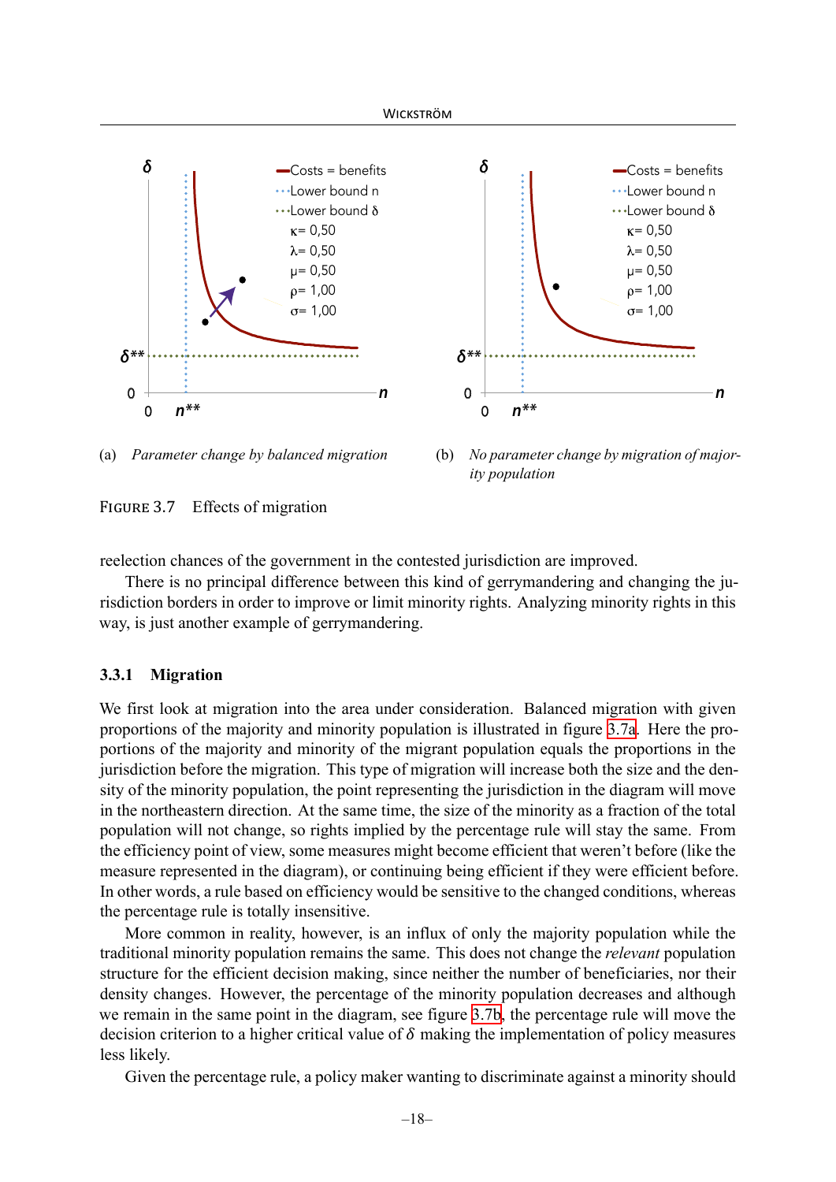(a) *Parameter change by balanced migration*

(b) *No parameter change by migration of majority population*

FIGURE 3.7 Effects of migration

reelection chances of the government in the contested jurisdiction are improved.

There is no principal difference between this kind of gerrymandering and changing the jurisdiction borders in order to improve or limit minority rights. Analyzing minority rights in this way, is just another example of gerrymandering.

### 3.3.1 Migration

We first look at migration into the area under consideration. Balanced migration with given proportions of the majority and minority population is illustrated in figure 3.7a. Here the proportions of the majority and minority of the migrant population equals the proportions in the jurisdiction before the migration. This type of migration will increase both the size and the density of the minority population, the point representing the jurisdiction in the diagram will move in the northeastern direction. At the same time, the size of the minority as a fraction of the total population will not change, so rights implied by the percentage rule will stay the same. From the efficiency point of view, some measures might become efficient that weren't before (like the measure represented in the diagram), or continuing being efficient if they were efficient before. In other words, a rule based on efficiency would be sensitive to the changed conditions, whereas the percentage rule is totally insensitive.

More common in reality, however, is an influx of only the majority population while the traditional minority population remains the same. This does not change the *relevant* population structure for the efficient decision making, since neither the number of beneficiaries, nor their density changes. However, the percentage of the minority population decreases and although we remain in the same point in the diagram, see figure 3.7b, the percentage rule will move the decision criterion to a higher critical value of $\delta$ making the implementation of policy measures less likely.

Given the percentage rule, a policy maker wanting to discriminate against a minority should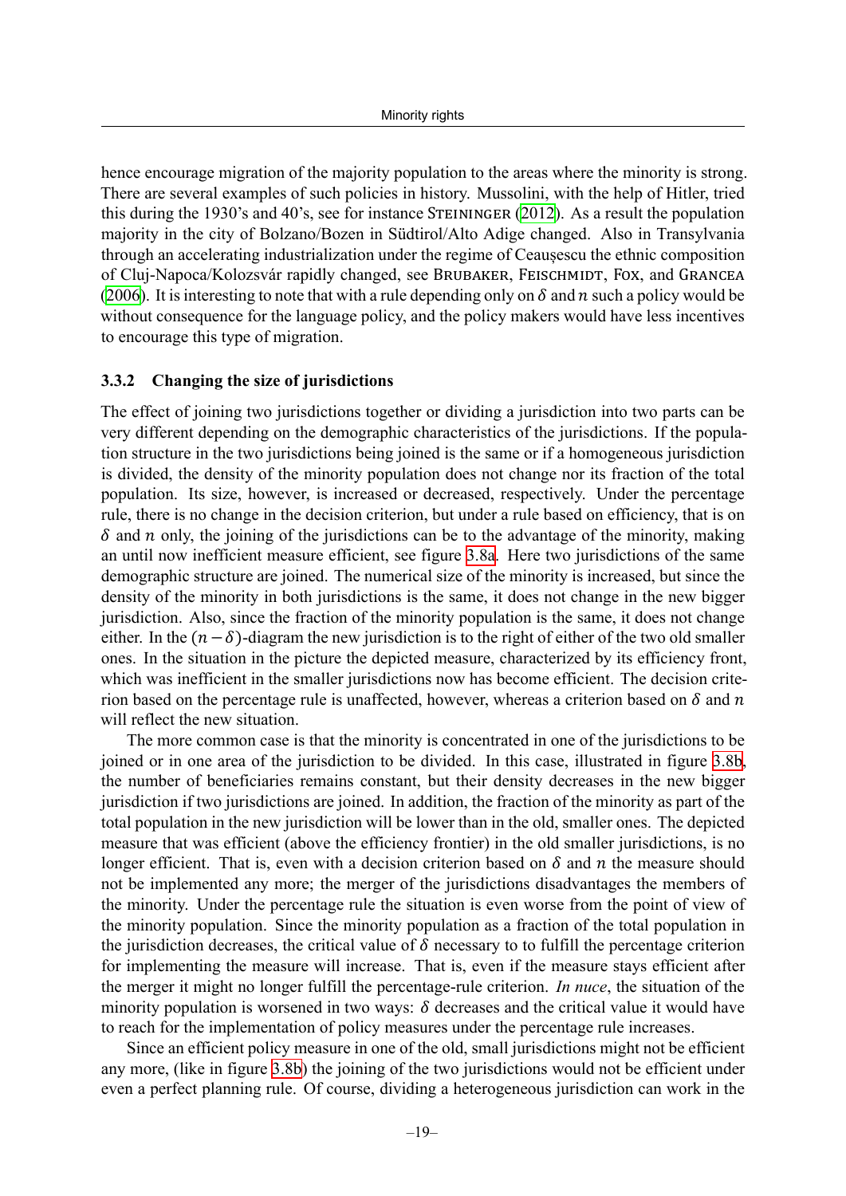hence encourage migration of the majority population to the areas where the minority is strong. There are several examples of such policies in history. Mussolini, with the help of Hitler, tried this during the 1930's and 40's, see for instance Steininger (2012). As a result the population majority in the city of Bolzano/Bozen in Südtirol/Alto Adige changed. Also in Transylvania through an accelerating industrialization under the regime of Ceaușescu the ethnic composition of Cluj-Napoca/Kolozsvár rapidly changed, see Brubaker, Feischmidt, Fox, and Grancea (2006). It is interesting to note that with a rule depending only on $\delta$ and $n$ such a policy would be without consequence for the language policy, and the policy makers would have less incentives to encourage this type of migration.

### 3.3.2 Changing the size of jurisdictions

The effect of joining two jurisdictions together or dividing a jurisdiction into two parts can be very different depending on the demographic characteristics of the jurisdictions. If the population structure in the two jurisdictions being joined is the same or if a homogeneous jurisdiction is divided, the density of the minority population does not change nor its fraction of the total population. Its size, however, is increased or decreased, respectively. Under the percentage rule, there is no change in the decision criterion, but under a rule based on efficiency, that is on $\delta$ and $n$ only, the joining of the jurisdictions can be to the advantage of the minority, making an until now inefficient measure efficient, see figure 3.8a. Here two jurisdictions of the same demographic structure are joined. The numerical size of the minority is increased, but since the density of the minority in both jurisdictions is the same, it does not change in the new bigger jurisdiction. Also, since the fraction of the minority population is the same, it does not change either. In the $(n-\delta)$-diagram the new jurisdiction is to the right of either of the two old smaller ones. In the situation in the picture the depicted measure, characterized by its efficiency front, which was inefficient in the smaller jurisdictions now has become efficient. The decision criterion based on the percentage rule is unaffected, however, whereas a criterion based on $\delta$ and $n$ will reflect the new situation.

The more common case is that the minority is concentrated in one of the jurisdictions to be joined or in one area of the jurisdiction to be divided. In this case, illustrated in figure 3.8b, the number of beneficiaries remains constant, but their density decreases in the new bigger jurisdiction if two jurisdictions are joined. In addition, the fraction of the minority as part of the total population in the new jurisdiction will be lower than in the old, smaller ones. The depicted measure that was efficient (above the efficiency frontier) in the old smaller jurisdictions, is no longer efficient. That is, even with a decision criterion based on $\delta$ and $n$ the measure should not be implemented any more; the merger of the jurisdictions disadvantages the members of the minority. Under the percentage rule the situation is even worse from the point of view of the minority population. Since the minority population as a fraction of the total population in the jurisdiction decreases, the critical value of $\delta$ necessary to fulfill the percentage criterion for implementing the measure will increase. That is, even if the measure stays efficient after the merger it might no longer fulfill the percentage-rule criterion. *In nuce*, the situation of the minority population is worsened in two ways: $\delta$ decreases and the critical value it would have to reach for the implementation of policy measures under the percentage rule increases.

Since an efficient policy measure in one of the old, small jurisdictions might not be efficient any more, (like in figure 3.8b) the joining of the two jurisdictions would not be efficient under even a perfect planning rule. Of course, dividing a heterogeneous jurisdiction can work in the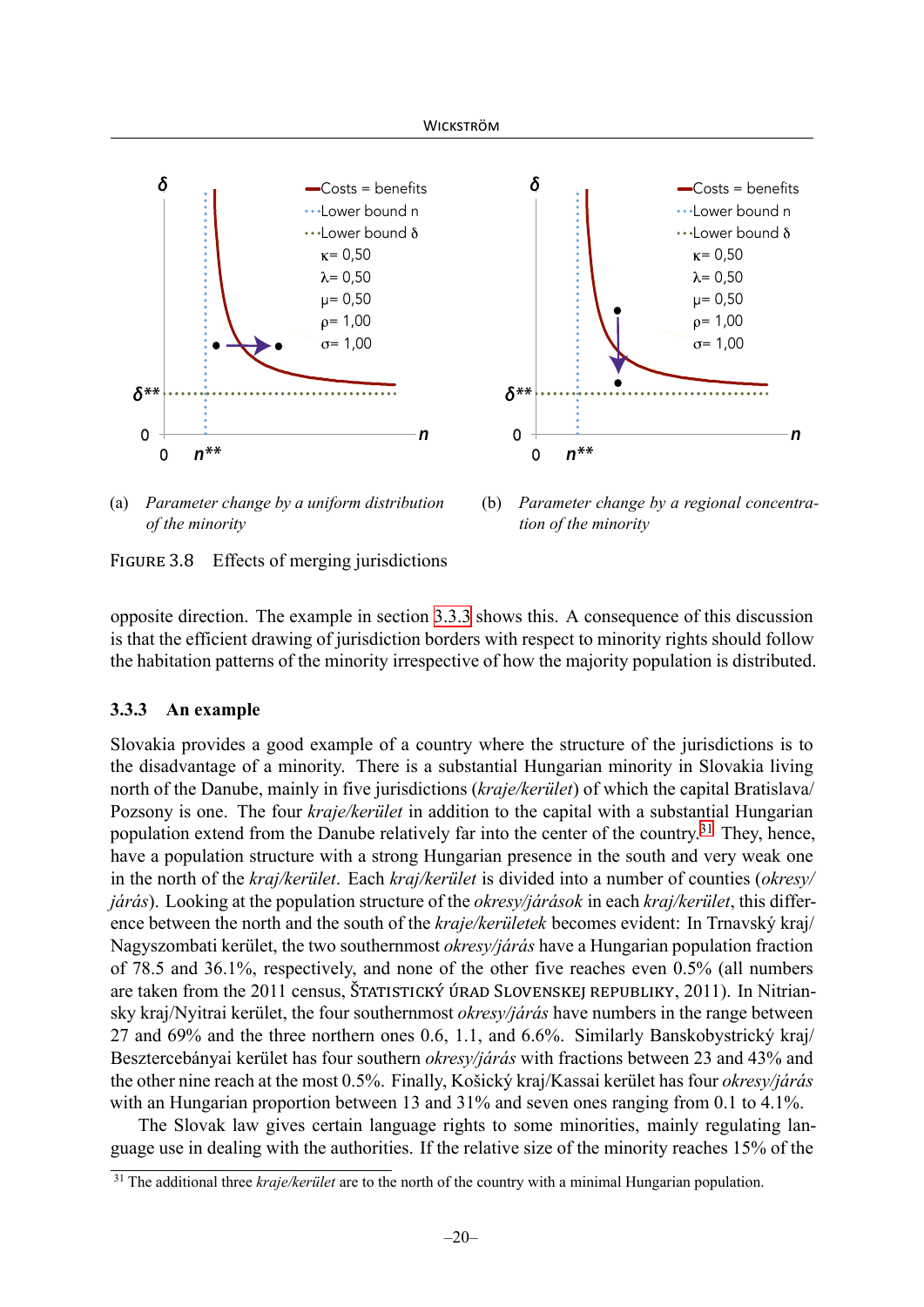(a) *Parameter change by a uniform distribution of the minority*

(b) *Parameter change by a regional concentration of the minority*

FIGURE 3.8 Effects of merging jurisdictions

opposite direction. The example in section 3.3.3 shows this. A consequence of this discussion is that the efficient drawing of jurisdiction borders with respect to minority rights should follow the habitation patterns of the minority irrespective of how the majority population is distributed.

### 3.3.3 An example

Slovakia provides a good example of a country where the structure of the jurisdictions is to the disadvantage of a minority. There is a substantial Hungarian minority in Slovakia living north of the Danube, mainly in five jurisdictions (*kraje/kerület*) of which the capital Bratislava/Pozsony is one. The four *kraje/kerület* in addition to the capital with a substantial Hungarian population extend from the Danube relatively far into the center of the country.[31] They, hence, have a population structure with a strong Hungarian presence in the south and very weak one in the north of the *kraj/kerület*. Each *kraj/kerület* is divided into a number of counties (*okresy/járás*). Looking at the population structure of the *okresy/járások* in each *kraj/kerület*, this difference between the north and the south of the *kraje/kerületek* becomes evident: In Trnavský kraj/Nagyszombati kerület, the two southernmost *okresy/járás* have a Hungarian population fraction of 78.5 and 36.1%, respectively, and none of the other five reaches even 0.5% (all numbers are taken from the 2011 census, ŠTATISTICKÝ ÚRAD SLOVENSKEJ REPUBLIKY, 2011). In Nitriansky kraj/Nyitrai kerület, the four southernmost *okresy/járás* have numbers in the range between 27 and 69% and the three northern ones 0.6, 1.1, and 6.6%. Similarly Banskobystrický kraj/Besztercebányai kerület has four southern *okresy/járás* with fractions between 23 and 43% and the other nine reach at the most 0.5%. Finally, Košický kraj/Kassai kerület has four *okresy/járás* with an Hungarian proportion between 13 and 31% and seven ones ranging from 0.1 to 4.1%.

The Slovak law gives certain language rights to some minorities, mainly regulating language use in dealing with the authorities. If the relative size of the minority reaches 15% of the

[31] The additional three *kraje/kerület* are to the north of the country with a minimal Hungarian population.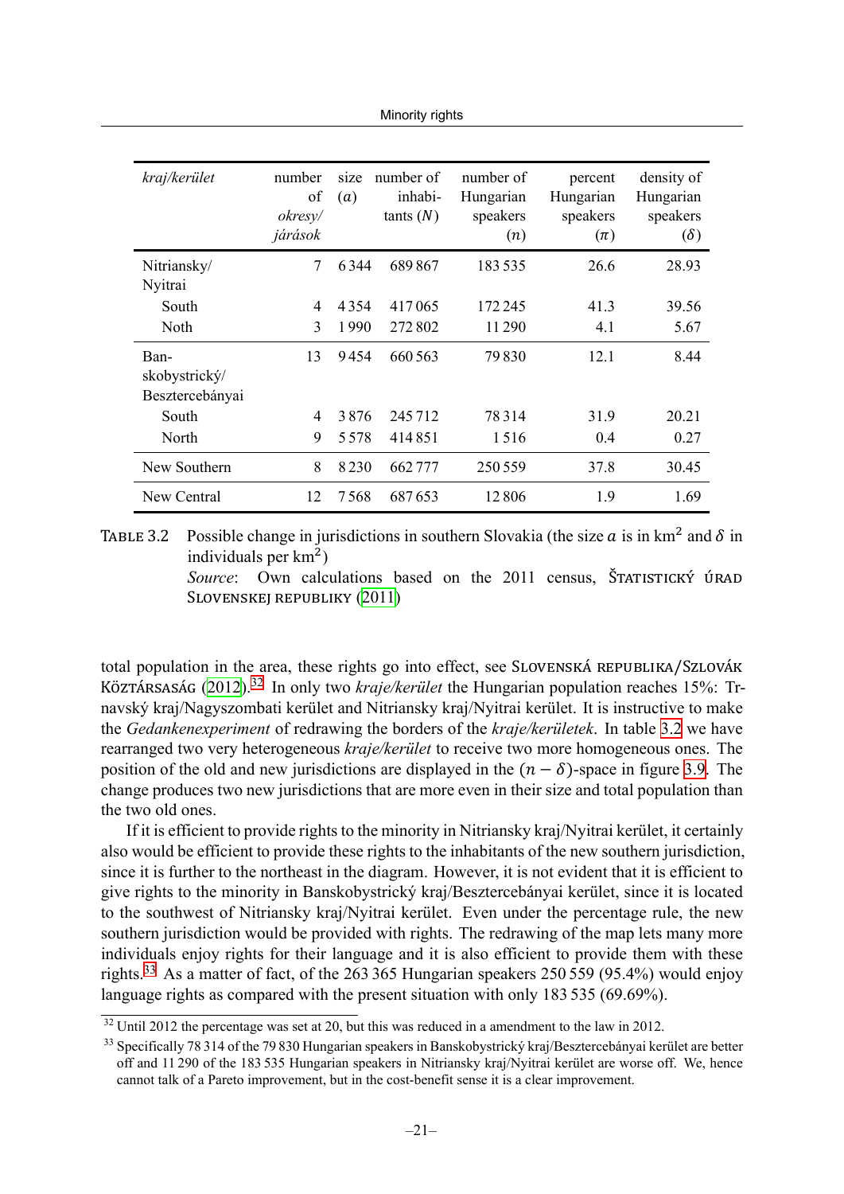| *kraj/kerület* | number of *okresy/ járások* | size ($a$) | number of inhabitants ($N$) | number of Hungarian speakers ($n$) | percent Hungarian speakers ($\pi$) | density of Hungarian speakers ($\delta$) |
|---|---|---|---|---|---|---|
| Nitriansky/ Nyitrai | 7 | 6 344 | 689 867 | 183 535 | 26.6 | 28.93 |
| South | 4 | 4 354 | 417 065 | 172 245 | 41.3 | 39.56 |
| Noth | 3 | 1 990 | 272 802 | 11 290 | 4.1 | 5.67 |
| Banskobystrický/ Besztercebányai | 13 | 9 454 | 660 563 | 79 830 | 12.1 | 8.44 |
| South | 4 | 3 876 | 245 712 | 78 314 | 31.9 | 20.21 |
| North | 9 | 5 578 | 414 851 | 1 516 | 0.4 | 0.27 |
| New Southern | 8 | 8 230 | 662 777 | 250 559 | 37.8 | 30.45 |
| New Central | 12 | 7 568 | 687 653 | 12 806 | 1.9 | 1.69 |

TABLE 3.2 Possible change in jurisdictions in southern Slovakia (the size $a$ is in km$^2$ and $\delta$ in individuals per km$^2$)
*Source*: Own calculations based on the 2011 census, ŠTATISTICKÝ ÚRAD SLOVENSKEJ REPUBLIKY (2011)

total population in the area, these rights go into effect, see SLOVENSKÁ REPUBLIKA/SZLOVÁK KÖZTÁRSASÁG (2012).[32] In only two *kraje/kerület* the Hungarian population reaches 15%: Trnavský kraj/Nagyszombati kerület and Nitriansky kraj/Nyitrai kerület. It is instructive to make the *Gedankenexperiment* of redrawing the borders of the *kraje/kerületek*. In table 3.2 we have rearranged two very heterogeneous *kraje/kerület* to receive two more homogeneous ones. The position of the old and new jurisdictions are displayed in the $(n-\delta)$-space in figure 3.9. The change produces two new jurisdictions that are more even in their size and total population than the two old ones.

If it is efficient to provide rights to the minority in Nitriansky kraj/Nyitrai kerület, it certainly also would be efficient to provide these rights to the inhabitants of the new southern jurisdiction, since it is further to the northeast in the diagram. However, it is not evident that it is efficient to give rights to the minority in Banskobystrický kraj/Besztercebányai kerület, since it is located to the southwest of Nitriansky kraj/Nyitrai kerület. Even under the percentage rule, the new southern jurisdiction would be provided with rights. The redrawing of the map lets many more individuals enjoy rights for their language and it is also efficient to provide them with these rights.[33] As a matter of fact, of the 263 365 Hungarian speakers 250 559 (95.4%) would enjoy language rights as compared with the present situation with only 183 535 (69.69%).

[32] Until 2012 the percentage was set at 20, but this was reduced in a amendment to the law in 2012.

[33] Specifically 78 314 of the 79 830 Hungarian speakers in Banskobystrický kraj/Besztercebányai kerület are better off and 11 290 of the 183 535 Hungarian speakers in Nitriansky kraj/Nyitrai kerület are worse off. We, hence cannot talk of a Pareto improvement, but in the cost-benefit sense it is a clear improvement.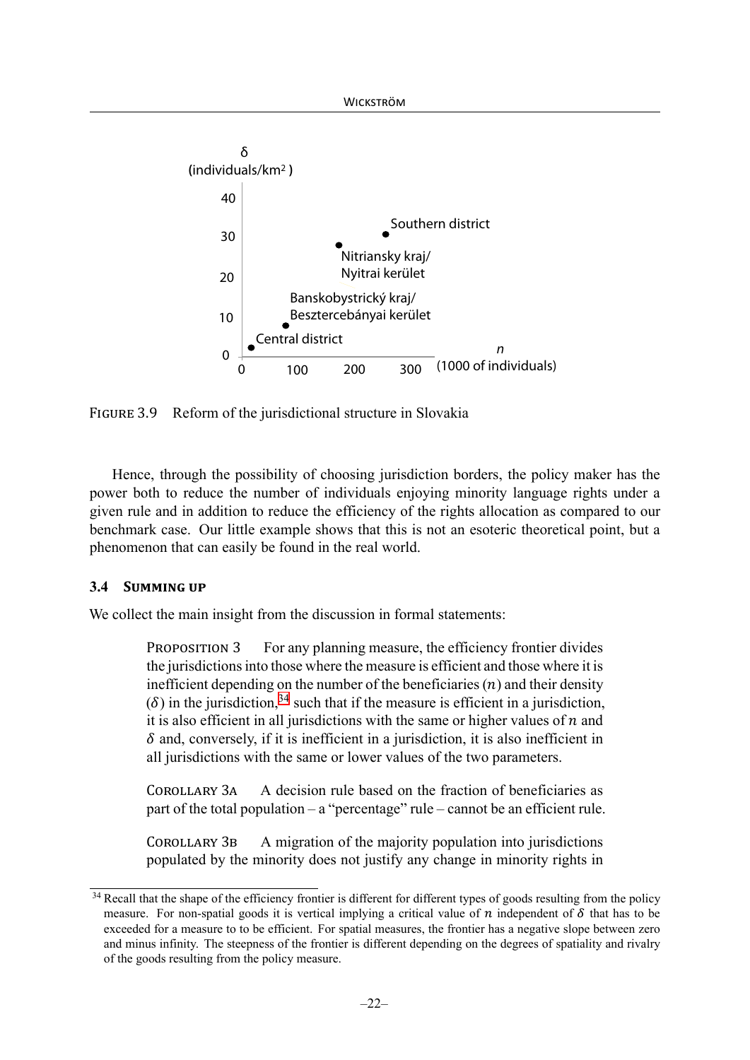FIGURE 3.9 Reform of the jurisdictional structure in Slovakia

Hence, through the possibility of choosing jurisdiction borders, the policy maker has the power both to reduce the number of individuals enjoying minority language rights under a given rule and in addition to reduce the efficiency of the rights allocation as compared to our benchmark case. Our little example shows that this is not an esoteric theoretical point, but a phenomenon that can easily be found in the real world.

### 3.4 SUMMING UP

We collect the main insight from the discussion in formal statements:

> PROPOSITION 3 For any planning measure, the efficiency frontier divides the jurisdictions into those where the measure is efficient and those where it is inefficient depending on the number of the beneficiaries ($n$) and their density ($\delta$) in the jurisdiction,[34] such that if the measure is efficient in a jurisdiction, it is also efficient in all jurisdictions with the same or higher values of $n$ and $\delta$ and, conversely, if it is inefficient in a jurisdiction, it is also inefficient in all jurisdictions with the same or lower values of the two parameters.
>
> COROLLARY 3A A decision rule based on the fraction of beneficiaries as part of the total population – a "percentage" rule – cannot be an efficient rule.
>
> COROLLARY 3B A migration of the majority population into jurisdictions populated by the minority does not justify any change in minority rights in

[34] Recall that the shape of the efficiency frontier is different for different types of goods resulting from the policy measure. For non-spatial goods it is vertical implying a critical value of $n$ independent of $\delta$ that has to be exceeded for a measure to to be efficient. For spatial measures, the frontier has a negative slope between zero and minus infinity. The steepness of the frontier is different depending on the degrees of spatiality and rivalry of the goods resulting from the policy measure.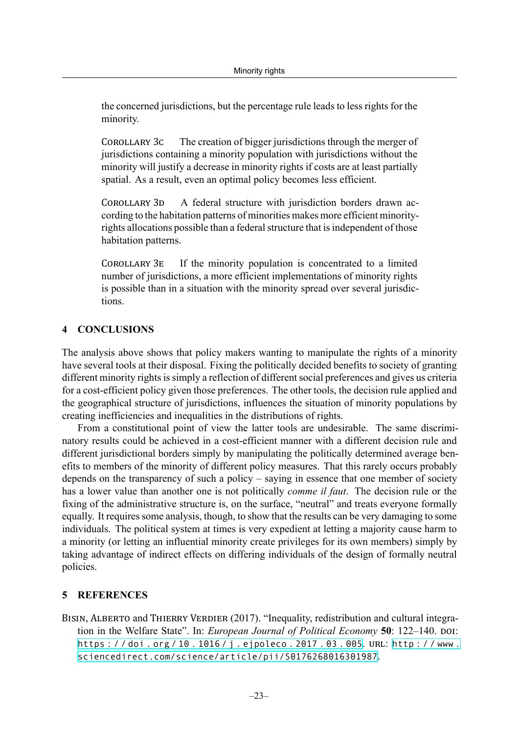the concerned jurisdictions, but the percentage rule leads to less rights for the minority.

COROLLARY 3C The creation of bigger jurisdictions through the merger of jurisdictions containing a minority population with jurisdictions without the minority will justify a decrease in minority rights if costs are at least partially spatial. As a result, even an optimal policy becomes less efficient.

COROLLARY 3D A federal structure with jurisdiction borders drawn according to the habitation patterns of minorities makes more efficient minority-rights allocations possible than a federal structure that is independent of those habitation patterns.

COROLLARY 3E If the minority population is concentrated to a limited number of jurisdictions, a more efficient implementations of minority rights is possible than in a situation with the minority spread over several jurisdictions.

## 4 CONCLUSIONS

The analysis above shows that policy makers wanting to manipulate the rights of a minority have several tools at their disposal. Fixing the politically decided benefits to society of granting different minority rights is simply a reflection of different social preferences and gives us criteria for a cost-efficient policy given those preferences. The other tools, the decision rule applied and the geographical structure of jurisdictions, influences the situation of minority populations by creating inefficiencies and inequalities in the distributions of rights.

From a constitutional point of view the latter tools are undesirable. The same discriminatory results could be achieved in a cost-efficient manner with a different decision rule and different jurisdictional borders simply by manipulating the politically determined average benefits to members of the minority of different policy measures. That this rarely occurs probably depends on the transparency of such a policy – saying in essence that one member of society has a lower value than another one is not politically *comme il faut*. The decision rule or the fixing of the administrative structure is, on the surface, "neutral" and treats everyone formally equally. It requires some analysis, though, to show that the results can be very damaging to some individuals. The political system at times is very expedient at letting a majority cause harm to a minority (or letting an influential minority create privileges for its own members) simply by taking advantage of indirect effects on differing individuals of the design of formally neutral policies.

## 5 REFERENCES

BISIN, ALBERTO and THIERRY VERDIER (2017). "Inequality, redistribution and cultural integration in the Welfare State". In: *European Journal of Political Economy* **50**: 122–140. DOI: https://doi.org/10.1016/j.ejpoleco.2017.03.005. URL: http://www.sciencedirect.com/science/article/pii/S0176268016301987.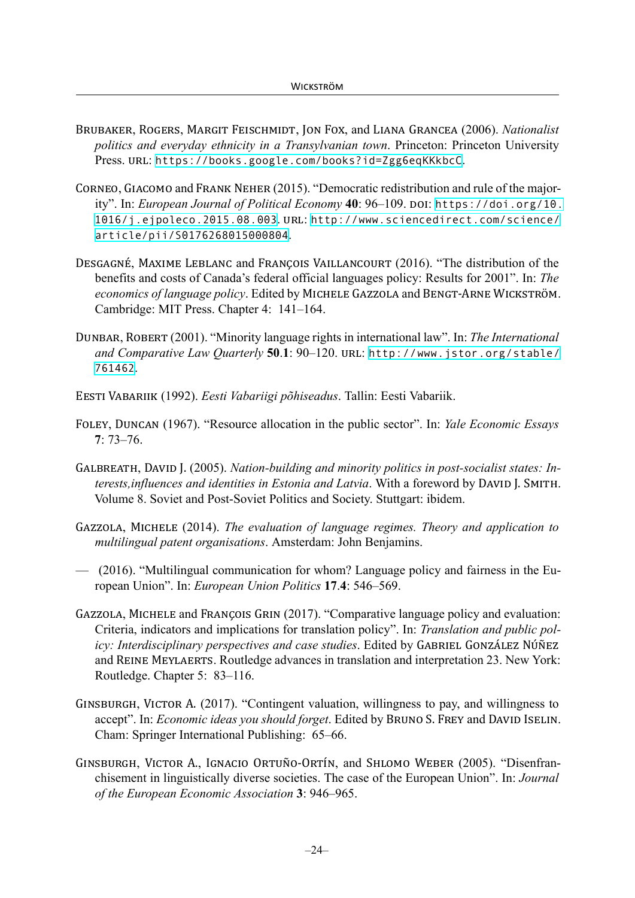Brubaker, Rogers, Margit Feischmidt, Jon Fox, and Liana Grancea (2006). *Nationalist politics and everyday ethnicity in a Transylvanian town*. Princeton: Princeton University Press. URL: https://books.google.com/books?id=Zgg6eqKKkbcC.

Corneo, Giacomo and Frank Neher (2015). "Democratic redistribution and rule of the majority". In: *European Journal of Political Economy* **40**: 96–109. DOI: https://doi.org/10.1016/j.ejpoleco.2015.08.003. URL: http://www.sciencedirect.com/science/article/pii/S0176268015000804.

Desgagné, Maxime Leblanc and François Vaillancourt (2016). "The distribution of the benefits and costs of Canada's federal official languages policy: Results for 2001". In: *The economics of language policy*. Edited by Michele Gazzola and Bengt-Arne Wickström. Cambridge: MIT Press. Chapter 4: 141–164.

Dunbar, Robert (2001). "Minority language rights in international law". In: *The International and Comparative Law Quarterly* **50**.**1**: 90–120. URL: http://www.jstor.org/stable/761462.

Eesti Vabariik (1992). *Eesti Vabariigi põhiseadus*. Tallin: Eesti Vabariik.

Foley, Duncan (1967). "Resource allocation in the public sector". In: *Yale Economic Essays* **7**: 73–76.

Galbreath, David J. (2005). *Nation-building and minority politics in post-socialist states: Interests,influences and identities in Estonia and Latvia*. With a foreword by David J. Smith. Volume 8. Soviet and Post-Soviet Politics and Society. Stuttgart: ibidem.

Gazzola, Michele (2014). *The evaluation of language regimes. Theory and application to multilingual patent organisations*. Amsterdam: John Benjamins.

— (2016). "Multilingual communication for whom? Language policy and fairness in the European Union". In: *European Union Politics* **17**.**4**: 546–569.

Gazzola, Michele and François Grin (2017). "Comparative language policy and evaluation: Criteria, indicators and implications for translation policy". In: *Translation and public policy: Interdisciplinary perspectives and case studies*. Edited by Gabriel González Núñez and Reine Meylaerts. Routledge advances in translation and interpretation 23. New York: Routledge. Chapter 5: 83–116.

Ginsburgh, Victor A. (2017). "Contingent valuation, willingness to pay, and willingness to accept". In: *Economic ideas you should forget*. Edited by Bruno S. Frey and David Iselin. Cham: Springer International Publishing: 65–66.

Ginsburgh, Victor A., Ignacio Ortuño-Ortín, and Shlomo Weber (2005). "Disenfranchisement in linguistically diverse societies. The case of the European Union". In: *Journal of the European Economic Association* **3**: 946–965.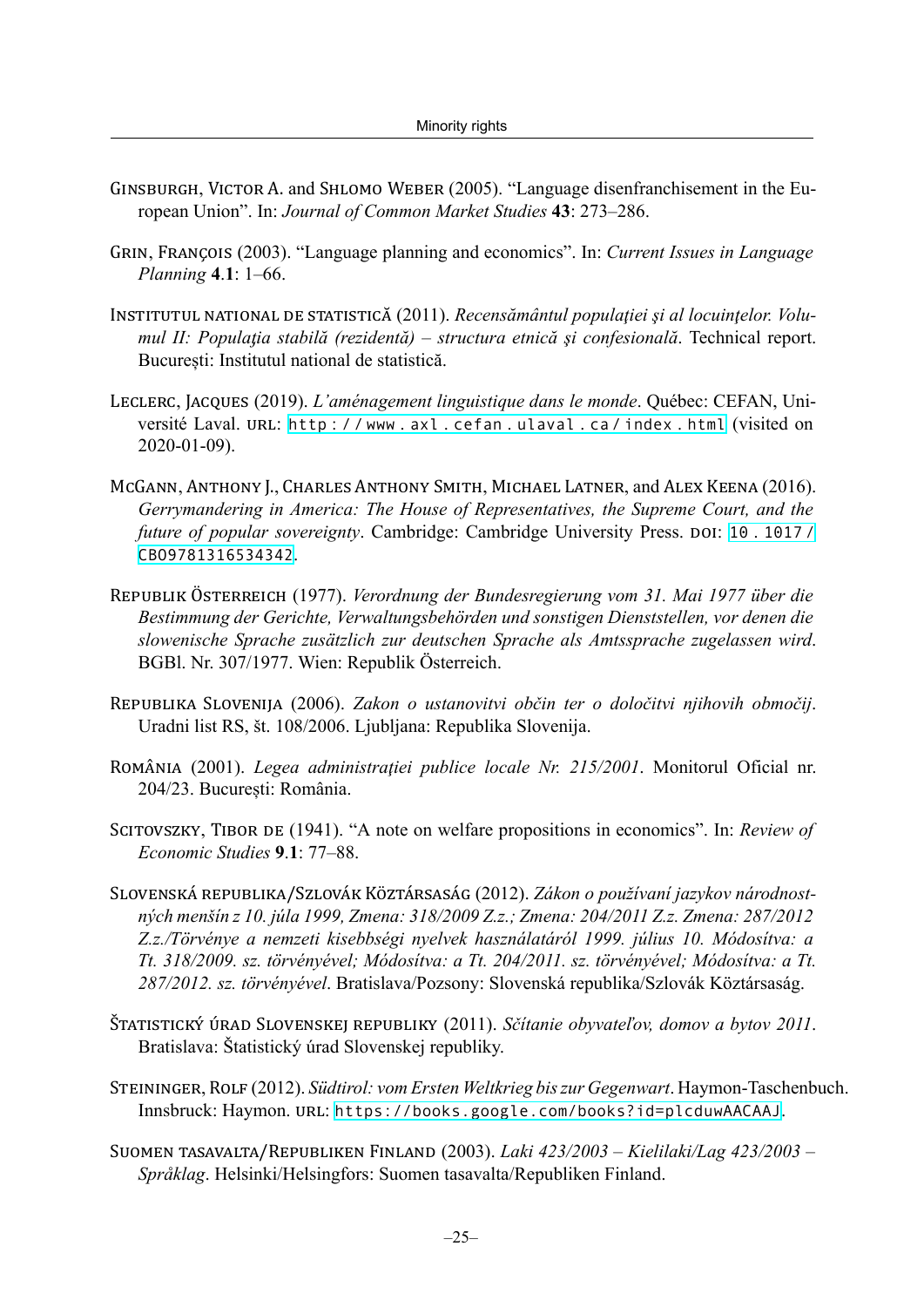Ginsburgh, Victor A. and Shlomo Weber (2005). "Language disenfranchisement in the European Union". In: *Journal of Common Market Studies* **43**: 273–286.

Grin, François (2003). "Language planning and economics". In: *Current Issues in Language Planning* **4**.**1**: 1–66.

Institutul national de statistică (2011). *Recensământul populaţiei şi al locuinţelor. Volumul II: Populaţia stabilă (rezidentă) – structura etnică şi confesională*. Technical report. București: Institutul national de statistică.

Leclerc, Jacques (2019). *L'aménagement linguistique dans le monde*. Québec: CEFAN, Université Laval. URL: http://www.axl.cefan.ulaval.ca/index.html (visited on 2020-01-09).

McGann, Anthony J., Charles Anthony Smith, Michael Latner, and Alex Keena (2016). *Gerrymandering in America: The House of Representatives, the Supreme Court, and the future of popular sovereignty*. Cambridge: Cambridge University Press. DOI: 10.1017/CBO9781316534342.

Republik Österreich (1977). *Verordnung der Bundesregierung vom 31. Mai 1977 über die Bestimmung der Gerichte, Verwaltungsbehörden und sonstigen Dienststellen, vor denen die slowenische Sprache zusätzlich zur deutschen Sprache als Amtssprache zugelassen wird*. BGBl. Nr. 307/1977. Wien: Republik Österreich.

Republika Slovenija (2006). *Zakon o ustanovitvi občin ter o določitvi njihovih območij*. Uradni list RS, št. 108/2006. Ljubljana: Republika Slovenija.

România (2001). *Legea administraţiei publice locale Nr. 215/2001*. Monitorul Oficial nr. 204/23. București: România.

Scitovszky, Tibor de (1941). "A note on welfare propositions in economics". In: *Review of Economic Studies* **9**.**1**: 77–88.

Slovenská republika/Szlovák Köztársaság (2012). *Zákon o používaní jazykov národnostných menšín z 10. júla 1999, Zmena: 318/2009 Z.z.; Zmena: 204/2011 Z.z. Zmena: 287/2012 Z.z./Törvénye a nemzeti kisebbségi nyelvek használatáról 1999. július 10. Módosítva: a Tt. 318/2009. sz. törvényével; Módosítva: a Tt. 204/2011. sz. törvényével; Módosítva: a Tt. 287/2012. sz. törvényével*. Bratislava/Pozsony: Slovenská republika/Szlovák Köztársaság.

Štatistický úrad Slovenskej republiky (2011). *Sčítanie obyvateľov, domov a bytov 2011*. Bratislava: Štatistický úrad Slovenskej republiky.

Steininger, Rolf (2012). *Südtirol: vom Ersten Weltkrieg bis zur Gegenwart*. Haymon-Taschenbuch. Innsbruck: Haymon. URL: https://books.google.com/books?id=plcduwAACAAJ.

Suomen tasavalta/Republiken Finland (2003). *Laki 423/2003 – Kielilaki/Lag 423/2003 – Språklag*. Helsinki/Helsingfors: Suomen tasavalta/Republiken Finland.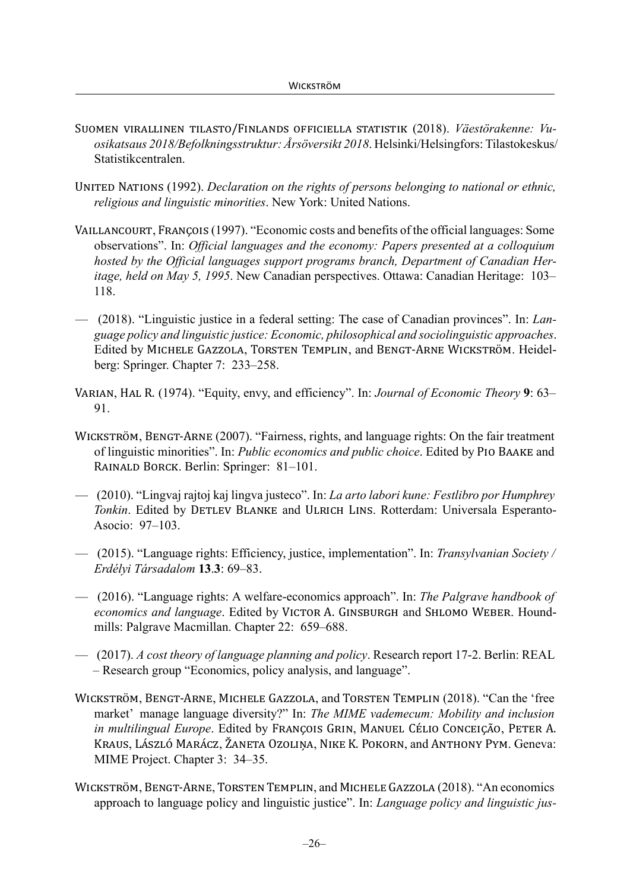Suomen virallinen tilasto/Finlands officiella statistik (2018). *Väestörakenne: Vuosikatsaus 2018/Befolkningsstruktur: Årsöversikt 2018*. Helsinki/Helsingfors: Tilastokeskus/Statistikcentralen.

United Nations (1992). *Declaration on the rights of persons belonging to national or ethnic, religious and linguistic minorities*. New York: United Nations.

Vaillancourt, François (1997). "Economic costs and benefits of the official languages: Some observations". In: *Official languages and the economy: Papers presented at a colloquium hosted by the Official languages support programs branch, Department of Canadian Heritage, held on May 5, 1995*. New Canadian perspectives. Ottawa: Canadian Heritage: 103–118.

— (2018). "Linguistic justice in a federal setting: The case of Canadian provinces". In: *Language policy and linguistic justice: Economic, philosophical and sociolinguistic approaches*. Edited by Michele Gazzola, Torsten Templin, and Bengt-Arne Wickström. Heidelberg: Springer. Chapter 7: 233–258.

Varian, Hal R. (1974). "Equity, envy, and efficiency". In: *Journal of Economic Theory* **9**: 63–91.

Wickström, Bengt-Arne (2007). "Fairness, rights, and language rights: On the fair treatment of linguistic minorities". In: *Public economics and public choice*. Edited by Pio Baake and Rainald Borck. Berlin: Springer: 81–101.

— (2010). "Lingvaj rajtoj kaj lingva justeco". In: *La arto labori kune: Festlibro por Humphrey Tonkin*. Edited by Detlev Blanke and Ulrich Lins. Rotterdam: Universala Esperanto-Asocio: 97–103.

— (2015). "Language rights: Efficiency, justice, implementation". In: *Transylvanian Society / Erdélyi Társadalom* **13**.**3**: 69–83.

— (2016). "Language rights: A welfare-economics approach". In: *The Palgrave handbook of economics and language*. Edited by Victor A. Ginsburgh and Shlomo Weber. Houndmills: Palgrave Macmillan. Chapter 22: 659–688.

— (2017). *A cost theory of language planning and policy*. Research report 17-2. Berlin: REAL – Research group "Economics, policy analysis, and language".

Wickström, Bengt-Arne, Michele Gazzola, and Torsten Templin (2018). "Can the 'free market' manage language diversity?" In: *The MIME vademecum: Mobility and inclusion in multilingual Europe*. Edited by François Grin, Manuel Célio Conceição, Peter A. Kraus, László Marácz, Žaneta Ozoliņa, Nike K. Pokorn, and Anthony Pym. Geneva: MIME Project. Chapter 3: 34–35.

Wickström, Bengt-Arne, Torsten Templin, and Michele Gazzola (2018). "An economics approach to language policy and linguistic justice". In: *Language policy and linguistic jus-*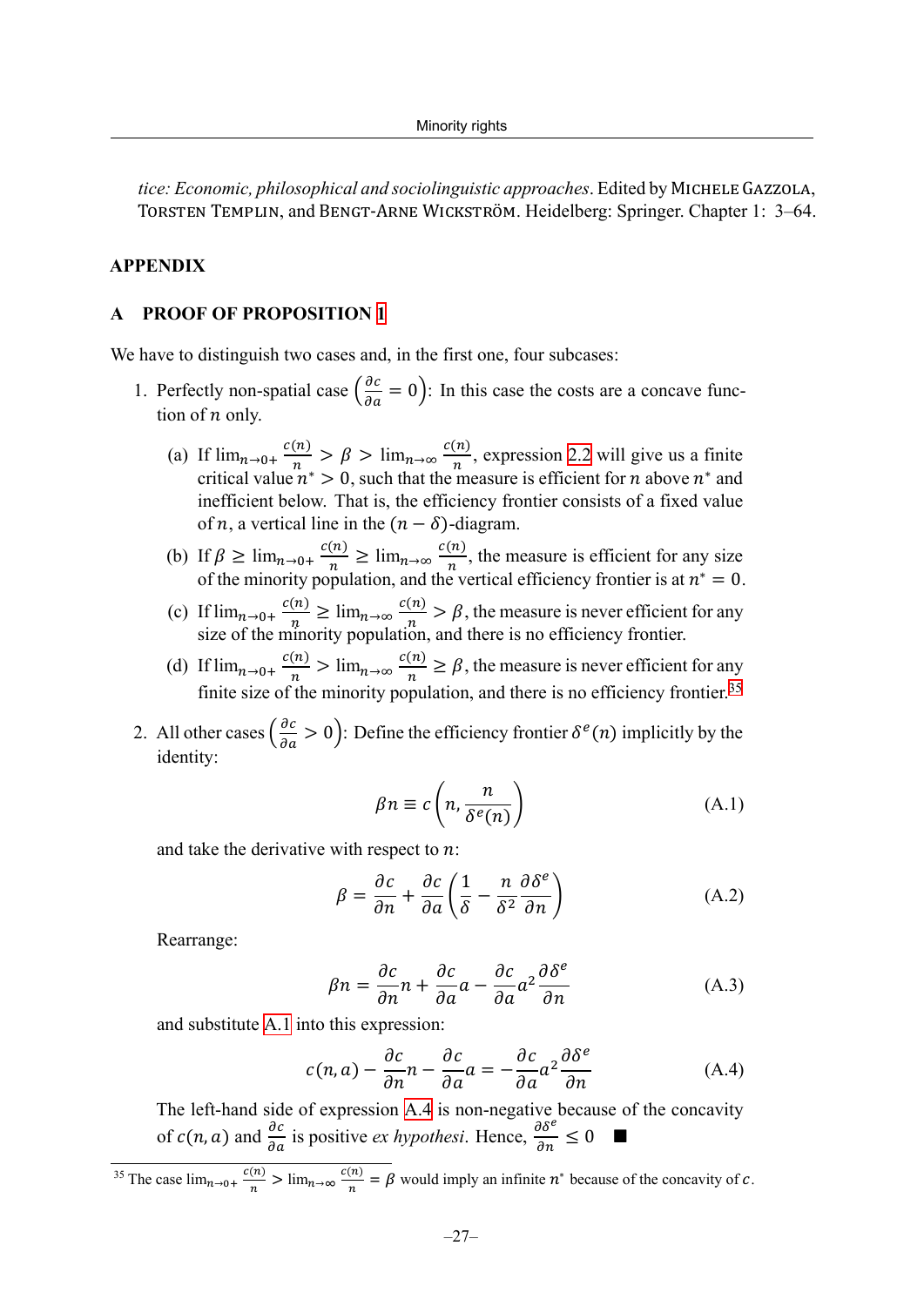*tice: Economic, philosophical and sociolinguistic approaches*. Edited by MICHELE GAZZOLA, TORSTEN TEMPLIN, and BENGT-ARNE WICKSTRÖM. Heidelberg: Springer. Chapter 1: 3–64.

## APPENDIX

### A PROOF OF PROPOSITION 1

We have to distinguish two cases and, in the first one, four subcases:

1. Perfectly non-spatial case $\left(\frac{\partial c}{\partial a} = 0\right)$: In this case the costs are a concave function of $n$ only.

   (a) If $\lim_{n\to 0+} \frac{c(n)}{n} > \beta > \lim_{n\to\infty} \frac{c(n)}{n}$, expression 2.2 will give us a finite critical value $n^* > 0$, such that the measure is efficient for $n$ above $n^*$ and inefficient below. That is, the efficiency frontier consists of a fixed value of $n$, a vertical line in the $(n-\delta)$-diagram.

   (b) If $\beta \geq \lim_{n\to 0+} \frac{c(n)}{n} \geq \lim_{n\to\infty} \frac{c(n)}{n}$, the measure is efficient for any size of the minority population, and the vertical efficiency frontier is at $n^* = 0$.

   (c) If $\lim_{n\to 0+} \frac{c(n)}{n} \geq \lim_{n\to\infty} \frac{c(n)}{n} > \beta$, the measure is never efficient for any size of the minority population, and there is no efficiency frontier.

   (d) If $\lim_{n\to 0+} \frac{c(n)}{n} > \lim_{n\to\infty} \frac{c(n)}{n} \geq \beta$, the measure is never efficient for any finite size of the minority population, and there is no efficiency frontier.[35]

2. All other cases $\left(\frac{\partial c}{\partial a} > 0\right)$: Define the efficiency frontier $\delta^e(n)$ implicitly by the identity:

$$\beta n \equiv c\left(n, \frac{n}{\delta^e(n)}\right) \tag{A.1}$$

   and take the derivative with respect to $n$:

$$\beta = \frac{\partial c}{\partial n} + \frac{\partial c}{\partial a}\left(\frac{1}{\delta} - \frac{n}{\delta^2}\frac{\partial \delta^e}{\partial n}\right) \tag{A.2}$$

   Rearrange:

$$\beta n = \frac{\partial c}{\partial n} n + \frac{\partial c}{\partial a} a - \frac{\partial c}{\partial a} a^2 \frac{\partial \delta^e}{\partial n} \tag{A.3}$$

   and substitute A.1 into this expression:

$$c(n,a) - \frac{\partial c}{\partial n} n - \frac{\partial c}{\partial a} a = -\frac{\partial c}{\partial a} a^2 \frac{\partial \delta^e}{\partial n} \tag{A.4}$$

   The left-hand side of expression A.4 is non-negative because of the concavity of $c(n,a)$ and $\frac{\partial c}{\partial a}$ is positive *ex hypothesi*. Hence, $\frac{\partial \delta^e}{\partial n} \leq 0$ ■

[35] The case $\lim_{n\to 0+} \frac{c(n)}{n} > \lim_{n\to\infty} \frac{c(n)}{n} = \beta$ would imply an infinite $n^*$ because of the concavity of $c$.